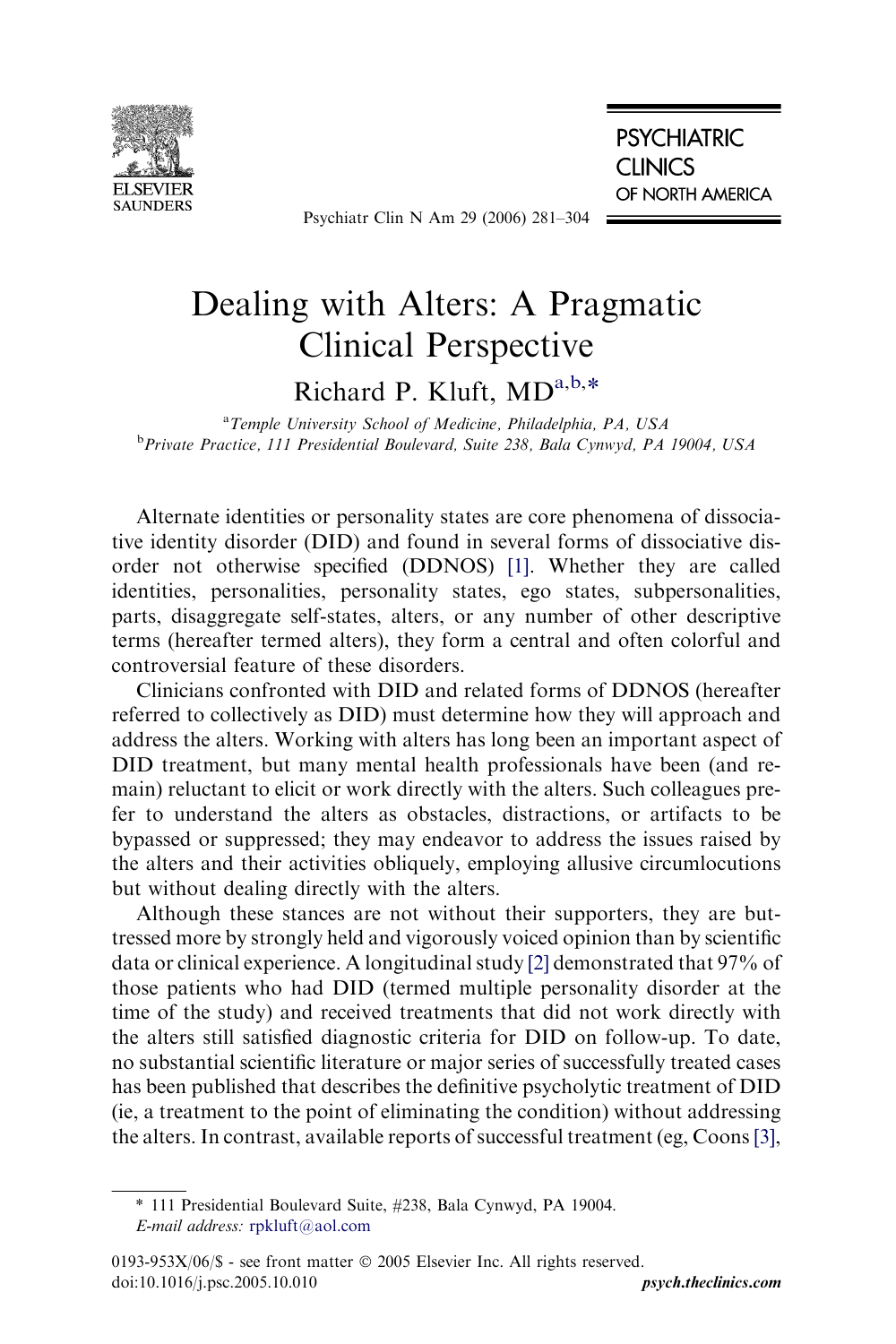# Dealing with Alters: A Pragmatic Clinical Perspective

Richard P. Kluft, MD[a,b,*]

[a]Temple University School of Medicine, Philadelphia, PA, USA
[b]Private Practice, 111 Presidential Boulevard, Suite 238, Bala Cynwyd, PA 19004, USA

Alternate identities or personality states are core phenomena of dissociative identity disorder (DID) and found in several forms of dissociative disorder not otherwise specified (DDNOS) [1]. Whether they are called identities, personalities, personality states, ego states, subpersonalities, parts, disaggregate self-states, alters, or any number of other descriptive terms (hereafter termed alters), they form a central and often colorful and controversial feature of these disorders.

Clinicians confronted with DID and related forms of DDNOS (hereafter referred to collectively as DID) must determine how they will approach and address the alters. Working with alters has long been an important aspect of DID treatment, but many mental health professionals have been (and remain) reluctant to elicit or work directly with the alters. Such colleagues prefer to understand the alters as obstacles, distractions, or artifacts to be bypassed or suppressed; they may endeavor to address the issues raised by the alters and their activities obliquely, employing allusive circumlocutions but without dealing directly with the alters.

Although these stances are not without their supporters, they are buttressed more by strongly held and vigorously voiced opinion than by scientific data or clinical experience. A longitudinal study [2] demonstrated that 97% of those patients who had DID (termed multiple personality disorder at the time of the study) and received treatments that did not work directly with the alters still satisfied diagnostic criteria for DID on follow-up. To date, no substantial scientific literature or major series of successfully treated cases has been published that describes the definitive psycholytic treatment of DID (ie, a treatment to the point of eliminating the condition) without addressing the alters. In contrast, available reports of successful treatment (eg, Coons [3],

* 111 Presidential Boulevard Suite, #238, Bala Cynwyd, PA 19004.
*E-mail address:* rpkluft@aol.com

0193-953X/06/$ - see front matter © 2005 Elsevier Inc. All rights reserved.
doi:10.1016/j.psc.2005.10.010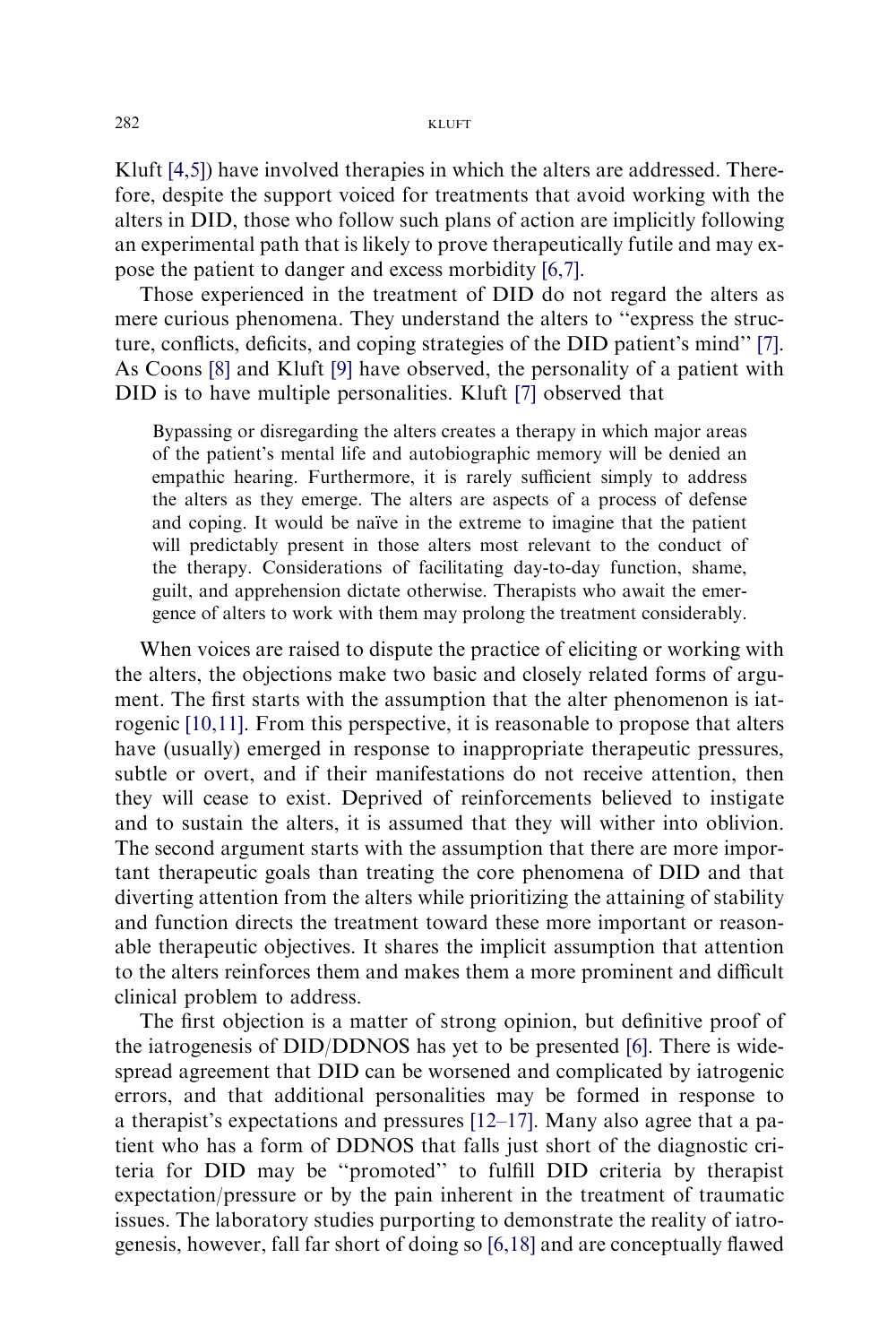Kluft [4,5]) have involved therapies in which the alters are addressed. Therefore, despite the support voiced for treatments that avoid working with the alters in DID, those who follow such plans of action are implicitly following an experimental path that is likely to prove therapeutically futile and may expose the patient to danger and excess morbidity [6,7].

Those experienced in the treatment of DID do not regard the alters as mere curious phenomena. They understand the alters to ''express the structure, conflicts, deficits, and coping strategies of the DID patient's mind'' [7]. As Coons [8] and Kluft [9] have observed, the personality of a patient with DID is to have multiple personalities. Kluft [7] observed that

> Bypassing or disregarding the alters creates a therapy in which major areas of the patient's mental life and autobiographic memory will be denied an empathic hearing. Furthermore, it is rarely sufficient simply to address the alters as they emerge. The alters are aspects of a process of defense and coping. It would be naïve in the extreme to imagine that the patient will predictably present in those alters most relevant to the conduct of the therapy. Considerations of facilitating day-to-day function, shame, guilt, and apprehension dictate otherwise. Therapists who await the emergence of alters to work with them may prolong the treatment considerably.

When voices are raised to dispute the practice of eliciting or working with the alters, the objections make two basic and closely related forms of argument. The first starts with the assumption that the alter phenomenon is iatrogenic [10,11]. From this perspective, it is reasonable to propose that alters have (usually) emerged in response to inappropriate therapeutic pressures, subtle or overt, and if their manifestations do not receive attention, then they will cease to exist. Deprived of reinforcements believed to instigate and to sustain the alters, it is assumed that they will wither into oblivion. The second argument starts with the assumption that there are more important therapeutic goals than treating the core phenomena of DID and that diverting attention from the alters while prioritizing the attaining of stability and function directs the treatment toward these more important or reasonable therapeutic objectives. It shares the implicit assumption that attention to the alters reinforces them and makes them a more prominent and difficult clinical problem to address.

The first objection is a matter of strong opinion, but definitive proof of the iatrogenesis of DID/DDNOS has yet to be presented [6]. There is widespread agreement that DID can be worsened and complicated by iatrogenic errors, and that additional personalities may be formed in response to a therapist's expectations and pressures [12–17]. Many also agree that a patient who has a form of DDNOS that falls just short of the diagnostic criteria for DID may be ''promoted'' to fulfill DID criteria by therapist expectation/pressure or by the pain inherent in the treatment of traumatic issues. The laboratory studies purporting to demonstrate the reality of iatrogenesis, however, fall far short of doing so [6,18] and are conceptually flawed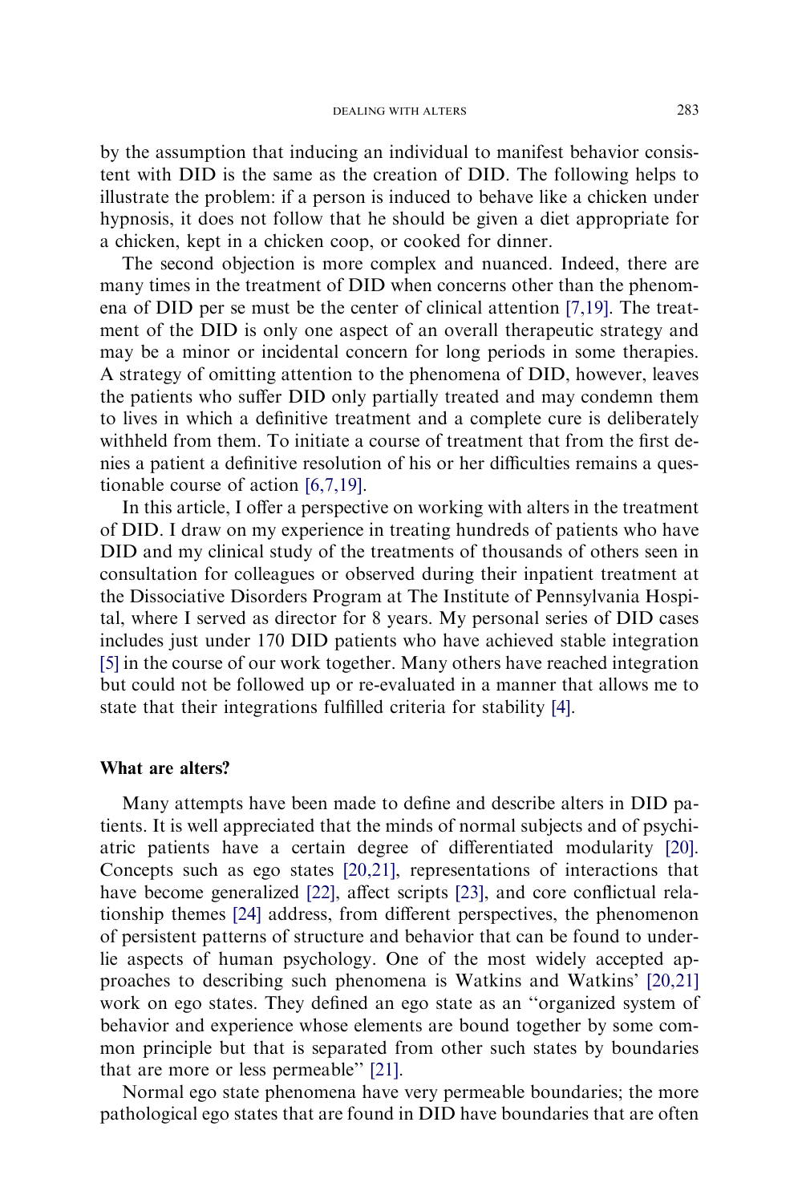by the assumption that inducing an individual to manifest behavior consistent with DID is the same as the creation of DID. The following helps to illustrate the problem: if a person is induced to behave like a chicken under hypnosis, it does not follow that he should be given a diet appropriate for a chicken, kept in a chicken coop, or cooked for dinner.

The second objection is more complex and nuanced. Indeed, there are many times in the treatment of DID when concerns other than the phenomena of DID per se must be the center of clinical attention [7,19]. The treatment of the DID is only one aspect of an overall therapeutic strategy and may be a minor or incidental concern for long periods in some therapies. A strategy of omitting attention to the phenomena of DID, however, leaves the patients who suffer DID only partially treated and may condemn them to lives in which a definitive treatment and a complete cure is deliberately withheld from them. To initiate a course of treatment that from the first denies a patient a definitive resolution of his or her difficulties remains a questionable course of action [6,7,19].

In this article, I offer a perspective on working with alters in the treatment of DID. I draw on my experience in treating hundreds of patients who have DID and my clinical study of the treatments of thousands of others seen in consultation for colleagues or observed during their inpatient treatment at the Dissociative Disorders Program at The Institute of Pennsylvania Hospital, where I served as director for 8 years. My personal series of DID cases includes just under 170 DID patients who have achieved stable integration [5] in the course of our work together. Many others have reached integration but could not be followed up or re-evaluated in a manner that allows me to state that their integrations fulfilled criteria for stability [4].

## What are alters?

Many attempts have been made to define and describe alters in DID patients. It is well appreciated that the minds of normal subjects and of psychiatric patients have a certain degree of differentiated modularity [20]. Concepts such as ego states [20,21], representations of interactions that have become generalized [22], affect scripts [23], and core conflictual relationship themes [24] address, from different perspectives, the phenomenon of persistent patterns of structure and behavior that can be found to underlie aspects of human psychology. One of the most widely accepted approaches to describing such phenomena is Watkins and Watkins' [20,21] work on ego states. They defined an ego state as an "organized system of behavior and experience whose elements are bound together by some common principle but that is separated from other such states by boundaries that are more or less permeable" [21].

Normal ego state phenomena have very permeable boundaries; the more pathological ego states that are found in DID have boundaries that are often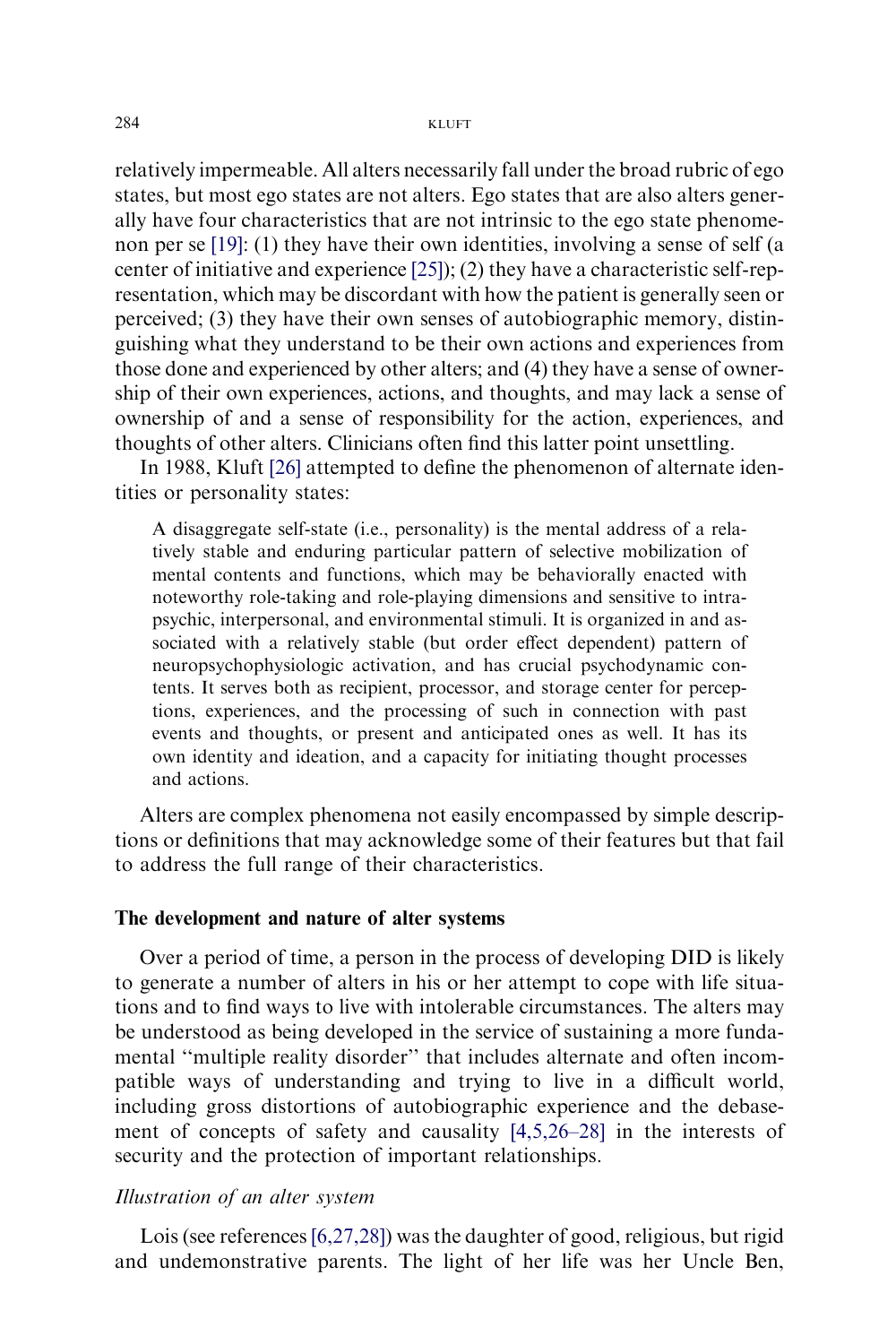relatively impermeable. All alters necessarily fall under the broad rubric of ego states, but most ego states are not alters. Ego states that are also alters generally have four characteristics that are not intrinsic to the ego state phenomenon per se [19]: (1) they have their own identities, involving a sense of self (a center of initiative and experience [25]); (2) they have a characteristic self-representation, which may be discordant with how the patient is generally seen or perceived; (3) they have their own senses of autobiographic memory, distinguishing what they understand to be their own actions and experiences from those done and experienced by other alters; and (4) they have a sense of ownership of their own experiences, actions, and thoughts, and may lack a sense of ownership of and a sense of responsibility for the action, experiences, and thoughts of other alters. Clinicians often find this latter point unsettling.

In 1988, Kluft [26] attempted to define the phenomenon of alternate identities or personality states:

> A disaggregate self-state (i.e., personality) is the mental address of a relatively stable and enduring particular pattern of selective mobilization of mental contents and functions, which may be behaviorally enacted with noteworthy role-taking and role-playing dimensions and sensitive to intrapsychic, interpersonal, and environmental stimuli. It is organized in and associated with a relatively stable (but order effect dependent) pattern of neuropsychophysiologic activation, and has crucial psychodynamic contents. It serves both as recipient, processor, and storage center for perceptions, experiences, and the processing of such in connection with past events and thoughts, or present and anticipated ones as well. It has its own identity and ideation, and a capacity for initiating thought processes and actions.

Alters are complex phenomena not easily encompassed by simple descriptions or definitions that may acknowledge some of their features but that fail to address the full range of their characteristics.

## The development and nature of alter systems

Over a period of time, a person in the process of developing DID is likely to generate a number of alters in his or her attempt to cope with life situations and to find ways to live with intolerable circumstances. The alters may be understood as being developed in the service of sustaining a more fundamental ''multiple reality disorder'' that includes alternate and often incompatible ways of understanding and trying to live in a difficult world, including gross distortions of autobiographic experience and the debasement of concepts of safety and causality [4,5,26–28] in the interests of security and the protection of important relationships.

### *Illustration of an alter system*

Lois (see references [6,27,28]) was the daughter of good, religious, but rigid and undemonstrative parents. The light of her life was her Uncle Ben,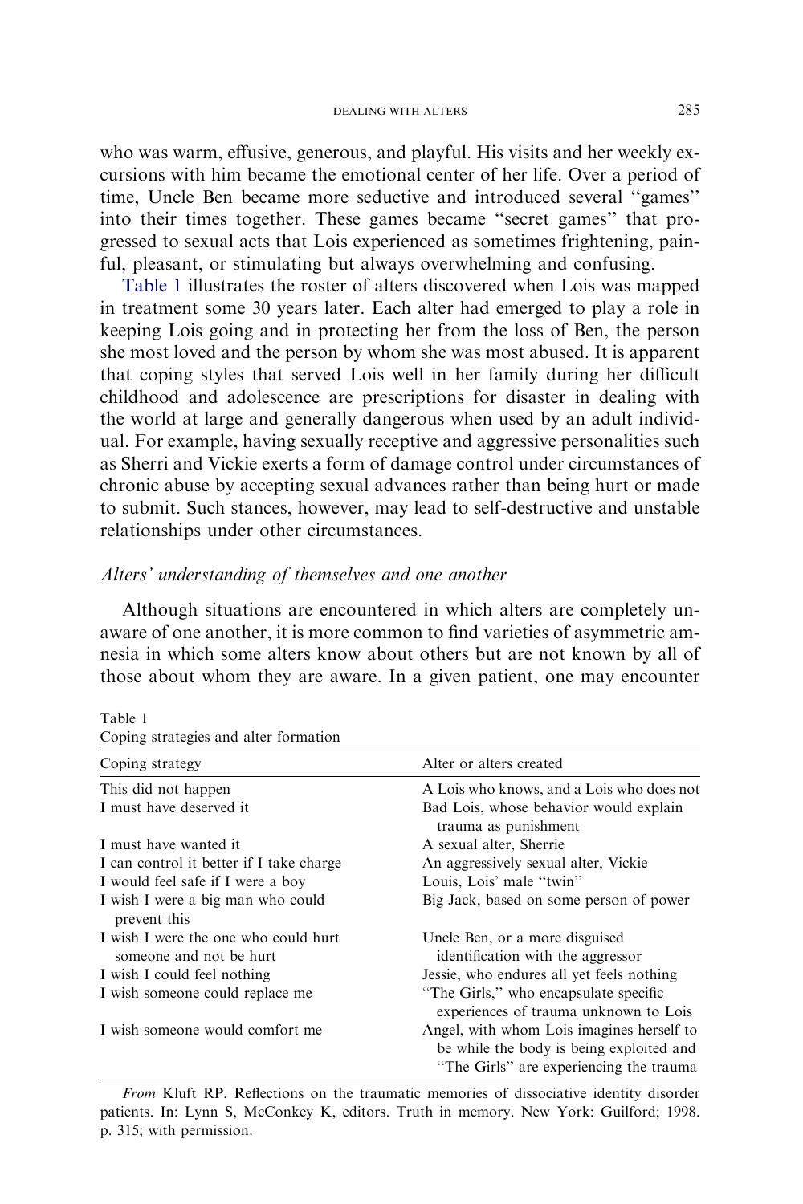who was warm, effusive, generous, and playful. His visits and her weekly excursions with him became the emotional center of her life. Over a period of time, Uncle Ben became more seductive and introduced several ''games'' into their times together. These games became ''secret games'' that progressed to sexual acts that Lois experienced as sometimes frightening, painful, pleasant, or stimulating but always overwhelming and confusing.

Table 1 illustrates the roster of alters discovered when Lois was mapped in treatment some 30 years later. Each alter had emerged to play a role in keeping Lois going and in protecting her from the loss of Ben, the person she most loved and the person by whom she was most abused. It is apparent that coping styles that served Lois well in her family during her difficult childhood and adolescence are prescriptions for disaster in dealing with the world at large and generally dangerous when used by an adult individual. For example, having sexually receptive and aggressive personalities such as Sherri and Vickie exerts a form of damage control under circumstances of chronic abuse by accepting sexual advances rather than being hurt or made to submit. Such stances, however, may lead to self-destructive and unstable relationships under other circumstances.

### *Alters' understanding of themselves and one another*

Although situations are encountered in which alters are completely unaware of one another, it is more common to find varieties of asymmetric amnesia in which some alters know about others but are not known by all of those about whom they are aware. In a given patient, one may encounter

Table 1
Coping strategies and alter formation

| Coping strategy | Alter or alters created |
| --- | --- |
| This did not happen | A Lois who knows, and a Lois who does not |
| I must have deserved it | Bad Lois, whose behavior would explain trauma as punishment |
| I must have wanted it | A sexual alter, Sherrie |
| I can control it better if I take charge | An aggressively sexual alter, Vickie |
| I would feel safe if I were a boy | Louis, Lois' male ''twin'' |
| I wish I were a big man who could prevent this | Big Jack, based on some person of power |
| I wish I were the one who could hurt someone and not be hurt | Uncle Ben, or a more disguised identification with the aggressor |
| I wish I could feel nothing | Jessie, who endures all yet feels nothing |
| I wish someone could replace me | ''The Girls,'' who encapsulate specific experiences of trauma unknown to Lois |
| I wish someone would comfort me | Angel, with whom Lois imagines herself to be while the body is being exploited and ''The Girls'' are experiencing the trauma |

*From* Kluft RP. Reflections on the traumatic memories of dissociative identity disorder patients. In: Lynn S, McConkey K, editors. Truth in memory. New York: Guilford; 1998. p. 315; with permission.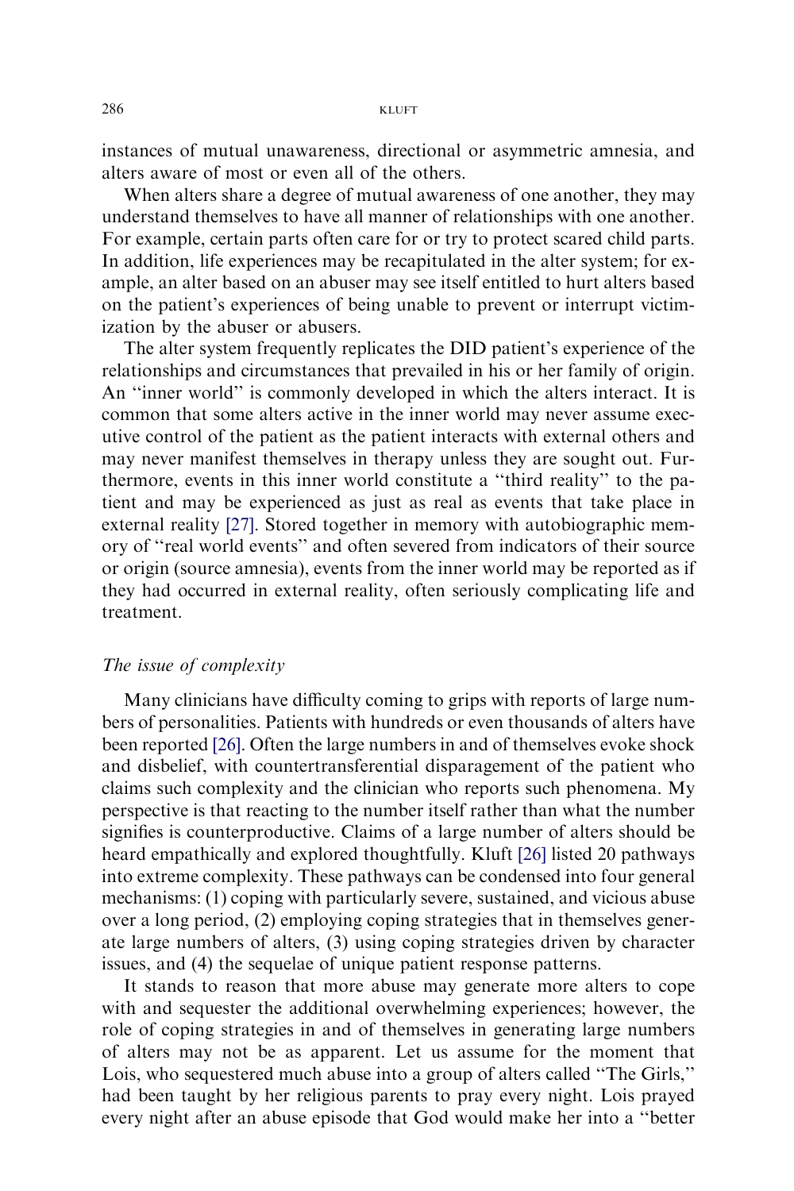instances of mutual unawareness, directional or asymmetric amnesia, and alters aware of most or even all of the others.

When alters share a degree of mutual awareness of one another, they may understand themselves to have all manner of relationships with one another. For example, certain parts often care for or try to protect scared child parts. In addition, life experiences may be recapitulated in the alter system; for example, an alter based on an abuser may see itself entitled to hurt alters based on the patient's experiences of being unable to prevent or interrupt victimization by the abuser or abusers.

The alter system frequently replicates the DID patient's experience of the relationships and circumstances that prevailed in his or her family of origin. An "inner world" is commonly developed in which the alters interact. It is common that some alters active in the inner world may never assume executive control of the patient as the patient interacts with external others and may never manifest themselves in therapy unless they are sought out. Furthermore, events in this inner world constitute a "third reality" to the patient and may be experienced as just as real as events that take place in external reality [27]. Stored together in memory with autobiographic memory of "real world events" and often severed from indicators of their source or origin (source amnesia), events from the inner world may be reported as if they had occurred in external reality, often seriously complicating life and treatment.

*The issue of complexity*

Many clinicians have difficulty coming to grips with reports of large numbers of personalities. Patients with hundreds or even thousands of alters have been reported [26]. Often the large numbers in and of themselves evoke shock and disbelief, with countertransferential disparagement of the patient who claims such complexity and the clinician who reports such phenomena. My perspective is that reacting to the number itself rather than what the number signifies is counterproductive. Claims of a large number of alters should be heard empathically and explored thoughtfully. Kluft [26] listed 20 pathways into extreme complexity. These pathways can be condensed into four general mechanisms: (1) coping with particularly severe, sustained, and vicious abuse over a long period, (2) employing coping strategies that in themselves generate large numbers of alters, (3) using coping strategies driven by character issues, and (4) the sequelae of unique patient response patterns.

It stands to reason that more abuse may generate more alters to cope with and sequester the additional overwhelming experiences; however, the role of coping strategies in and of themselves in generating large numbers of alters may not be as apparent. Let us assume for the moment that Lois, who sequestered much abuse into a group of alters called "The Girls," had been taught by her religious parents to pray every night. Lois prayed every night after an abuse episode that God would make her into a "better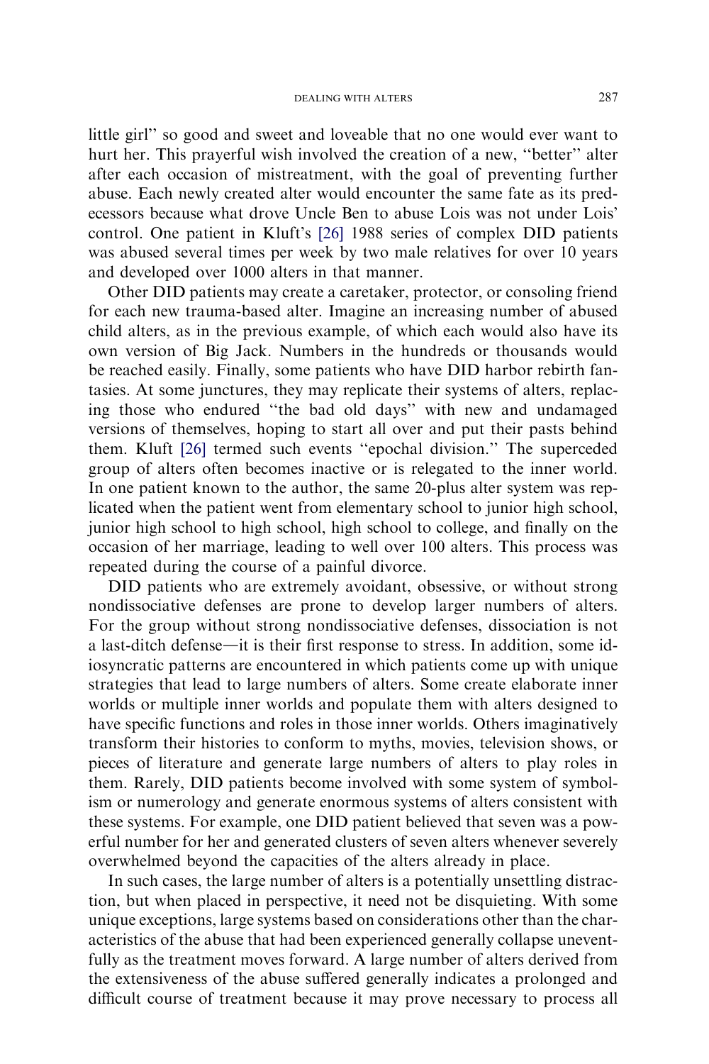little girl'' so good and sweet and loveable that no one would ever want to hurt her. This prayerful wish involved the creation of a new, ''better'' alter after each occasion of mistreatment, with the goal of preventing further abuse. Each newly created alter would encounter the same fate as its predecessors because what drove Uncle Ben to abuse Lois was not under Lois' control. One patient in Kluft's [26] 1988 series of complex DID patients was abused several times per week by two male relatives for over 10 years and developed over 1000 alters in that manner.

Other DID patients may create a caretaker, protector, or consoling friend for each new trauma-based alter. Imagine an increasing number of abused child alters, as in the previous example, of which each would also have its own version of Big Jack. Numbers in the hundreds or thousands would be reached easily. Finally, some patients who have DID harbor rebirth fantasies. At some junctures, they may replicate their systems of alters, replacing those who endured ''the bad old days'' with new and undamaged versions of themselves, hoping to start all over and put their pasts behind them. Kluft [26] termed such events ''epochal division.'' The superceded group of alters often becomes inactive or is relegated to the inner world. In one patient known to the author, the same 20-plus alter system was replicated when the patient went from elementary school to junior high school, junior high school to high school, high school to college, and finally on the occasion of her marriage, leading to well over 100 alters. This process was repeated during the course of a painful divorce.

DID patients who are extremely avoidant, obsessive, or without strong nondissociative defenses are prone to develop larger numbers of alters. For the group without strong nondissociative defenses, dissociation is not a last-ditch defense—it is their first response to stress. In addition, some idiosyncratic patterns are encountered in which patients come up with unique strategies that lead to large numbers of alters. Some create elaborate inner worlds or multiple inner worlds and populate them with alters designed to have specific functions and roles in those inner worlds. Others imaginatively transform their histories to conform to myths, movies, television shows, or pieces of literature and generate large numbers of alters to play roles in them. Rarely, DID patients become involved with some system of symbolism or numerology and generate enormous systems of alters consistent with these systems. For example, one DID patient believed that seven was a powerful number for her and generated clusters of seven alters whenever severely overwhelmed beyond the capacities of the alters already in place.

In such cases, the large number of alters is a potentially unsettling distraction, but when placed in perspective, it need not be disquieting. With some unique exceptions, large systems based on considerations other than the characteristics of the abuse that had been experienced generally collapse uneventfully as the treatment moves forward. A large number of alters derived from the extensiveness of the abuse suffered generally indicates a prolonged and difficult course of treatment because it may prove necessary to process all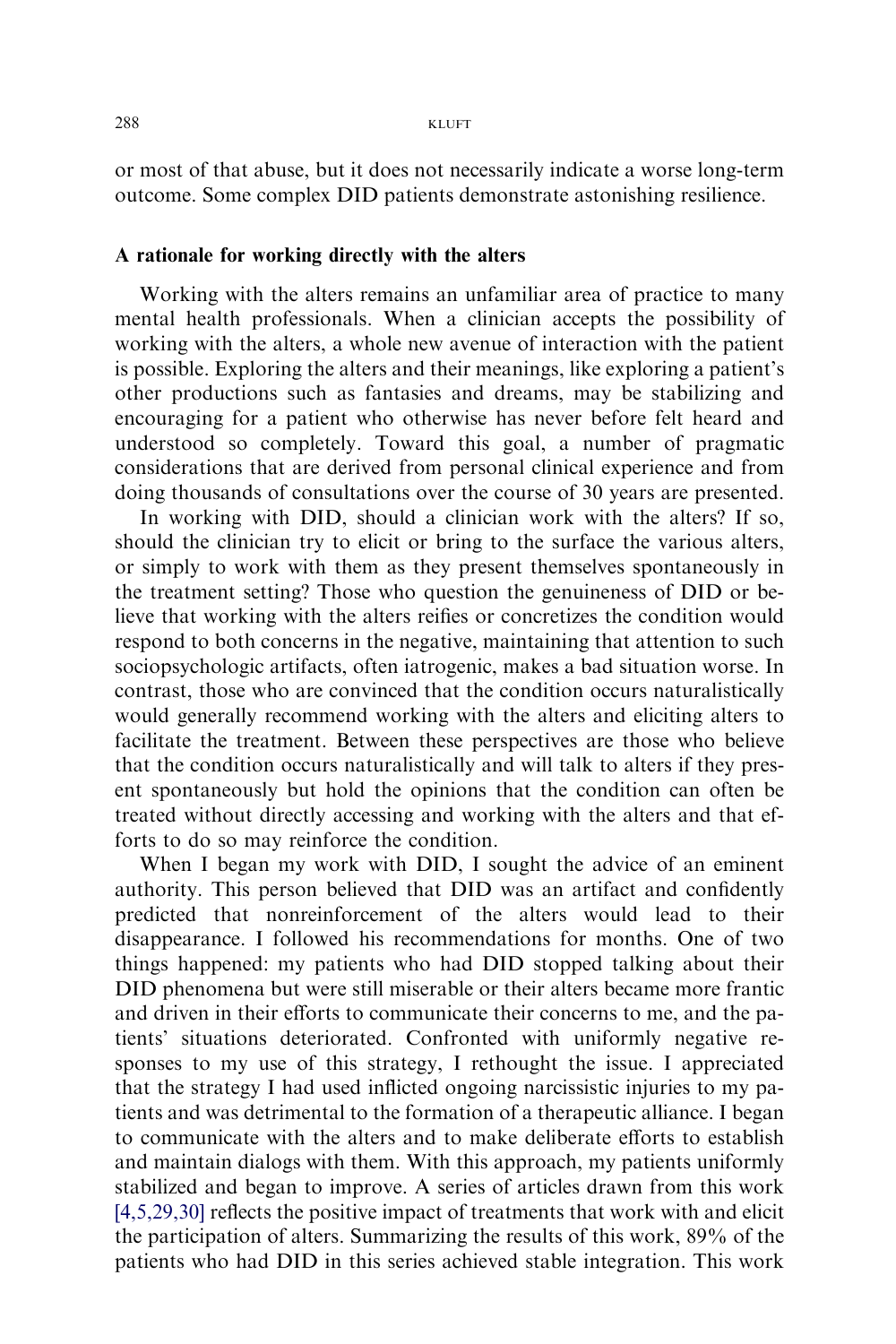or most of that abuse, but it does not necessarily indicate a worse long-term outcome. Some complex DID patients demonstrate astonishing resilience.

### A rationale for working directly with the alters

Working with the alters remains an unfamiliar area of practice to many mental health professionals. When a clinician accepts the possibility of working with the alters, a whole new avenue of interaction with the patient is possible. Exploring the alters and their meanings, like exploring a patient's other productions such as fantasies and dreams, may be stabilizing and encouraging for a patient who otherwise has never before felt heard and understood so completely. Toward this goal, a number of pragmatic considerations that are derived from personal clinical experience and from doing thousands of consultations over the course of 30 years are presented.

In working with DID, should a clinician work with the alters? If so, should the clinician try to elicit or bring to the surface the various alters, or simply to work with them as they present themselves spontaneously in the treatment setting? Those who question the genuineness of DID or believe that working with the alters reifies or concretizes the condition would respond to both concerns in the negative, maintaining that attention to such sociopsychologic artifacts, often iatrogenic, makes a bad situation worse. In contrast, those who are convinced that the condition occurs naturalistically would generally recommend working with the alters and eliciting alters to facilitate the treatment. Between these perspectives are those who believe that the condition occurs naturalistically and will talk to alters if they present spontaneously but hold the opinions that the condition can often be treated without directly accessing and working with the alters and that efforts to do so may reinforce the condition.

When I began my work with DID, I sought the advice of an eminent authority. This person believed that DID was an artifact and confidently predicted that nonreinforcement of the alters would lead to their disappearance. I followed his recommendations for months. One of two things happened: my patients who had DID stopped talking about their DID phenomena but were still miserable or their alters became more frantic and driven in their efforts to communicate their concerns to me, and the patients' situations deteriorated. Confronted with uniformly negative responses to my use of this strategy, I rethought the issue. I appreciated that the strategy I had used inflicted ongoing narcissistic injuries to my patients and was detrimental to the formation of a therapeutic alliance. I began to communicate with the alters and to make deliberate efforts to establish and maintain dialogs with them. With this approach, my patients uniformly stabilized and began to improve. A series of articles drawn from this work [4,5,29,30] reflects the positive impact of treatments that work with and elicit the participation of alters. Summarizing the results of this work, 89% of the patients who had DID in this series achieved stable integration. This work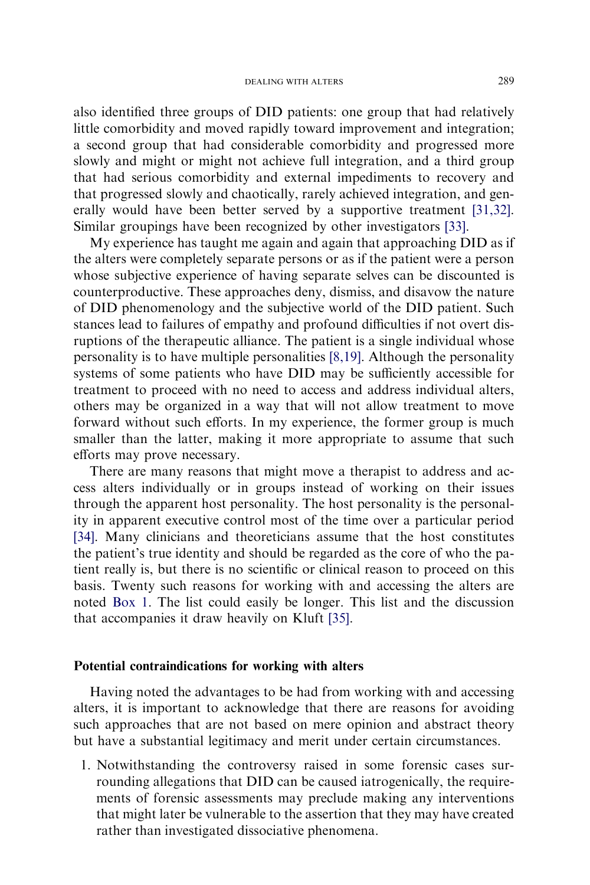also identified three groups of DID patients: one group that had relatively little comorbidity and moved rapidly toward improvement and integration; a second group that had considerable comorbidity and progressed more slowly and might or might not achieve full integration, and a third group that had serious comorbidity and external impediments to recovery and that progressed slowly and chaotically, rarely achieved integration, and generally would have been better served by a supportive treatment [31,32]. Similar groupings have been recognized by other investigators [33].

My experience has taught me again and again that approaching DID as if the alters were completely separate persons or as if the patient were a person whose subjective experience of having separate selves can be discounted is counterproductive. These approaches deny, dismiss, and disavow the nature of DID phenomenology and the subjective world of the DID patient. Such stances lead to failures of empathy and profound difficulties if not overt disruptions of the therapeutic alliance. The patient is a single individual whose personality is to have multiple personalities [8,19]. Although the personality systems of some patients who have DID may be sufficiently accessible for treatment to proceed with no need to access and address individual alters, others may be organized in a way that will not allow treatment to move forward without such efforts. In my experience, the former group is much smaller than the latter, making it more appropriate to assume that such efforts may prove necessary.

There are many reasons that might move a therapist to address and access alters individually or in groups instead of working on their issues through the apparent host personality. The host personality is the personality in apparent executive control most of the time over a particular period [34]. Many clinicians and theoreticians assume that the host constitutes the patient's true identity and should be regarded as the core of who the patient really is, but there is no scientific or clinical reason to proceed on this basis. Twenty such reasons for working with and accessing the alters are noted Box 1. The list could easily be longer. This list and the discussion that accompanies it draw heavily on Kluft [35].

## Potential contraindications for working with alters

Having noted the advantages to be had from working with and accessing alters, it is important to acknowledge that there are reasons for avoiding such approaches that are not based on mere opinion and abstract theory but have a substantial legitimacy and merit under certain circumstances.

1. Notwithstanding the controversy raised in some forensic cases surrounding allegations that DID can be caused iatrogenically, the requirements of forensic assessments may preclude making any interventions that might later be vulnerable to the assertion that they may have created rather than investigated dissociative phenomena.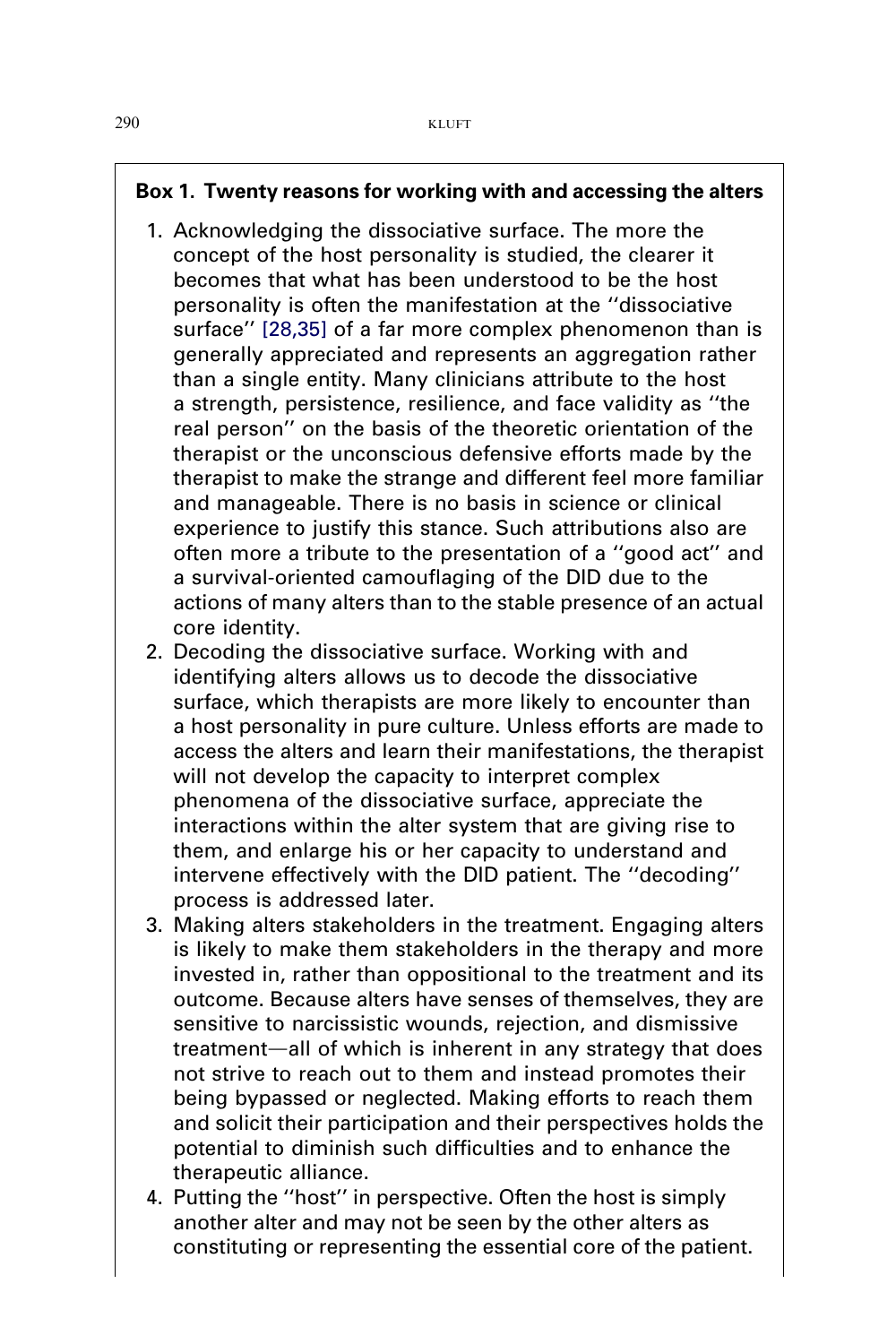**Box 1. Twenty reasons for working with and accessing the alters**

1. Acknowledging the dissociative surface. The more the concept of the host personality is studied, the clearer it becomes that what has been understood to be the host personality is often the manifestation at the ''dissociative surface'' [28,35] of a far more complex phenomenon than is generally appreciated and represents an aggregation rather than a single entity. Many clinicians attribute to the host a strength, persistence, resilience, and face validity as ''the real person'' on the basis of the theoretic orientation of the therapist or the unconscious defensive efforts made by the therapist to make the strange and different feel more familiar and manageable. There is no basis in science or clinical experience to justify this stance. Such attributions also are often more a tribute to the presentation of a ''good act'' and a survival-oriented camouflaging of the DID due to the actions of many alters than to the stable presence of an actual core identity.
2. Decoding the dissociative surface. Working with and identifying alters allows us to decode the dissociative surface, which therapists are more likely to encounter than a host personality in pure culture. Unless efforts are made to access the alters and learn their manifestations, the therapist will not develop the capacity to interpret complex phenomena of the dissociative surface, appreciate the interactions within the alter system that are giving rise to them, and enlarge his or her capacity to understand and intervene effectively with the DID patient. The ''decoding'' process is addressed later.
3. Making alters stakeholders in the treatment. Engaging alters is likely to make them stakeholders in the therapy and more invested in, rather than oppositional to the treatment and its outcome. Because alters have senses of themselves, they are sensitive to narcissistic wounds, rejection, and dismissive treatment—all of which is inherent in any strategy that does not strive to reach out to them and instead promotes their being bypassed or neglected. Making efforts to reach them and solicit their participation and their perspectives holds the potential to diminish such difficulties and to enhance the therapeutic alliance.
4. Putting the ''host'' in perspective. Often the host is simply another alter and may not be seen by the other alters as constituting or representing the essential core of the patient.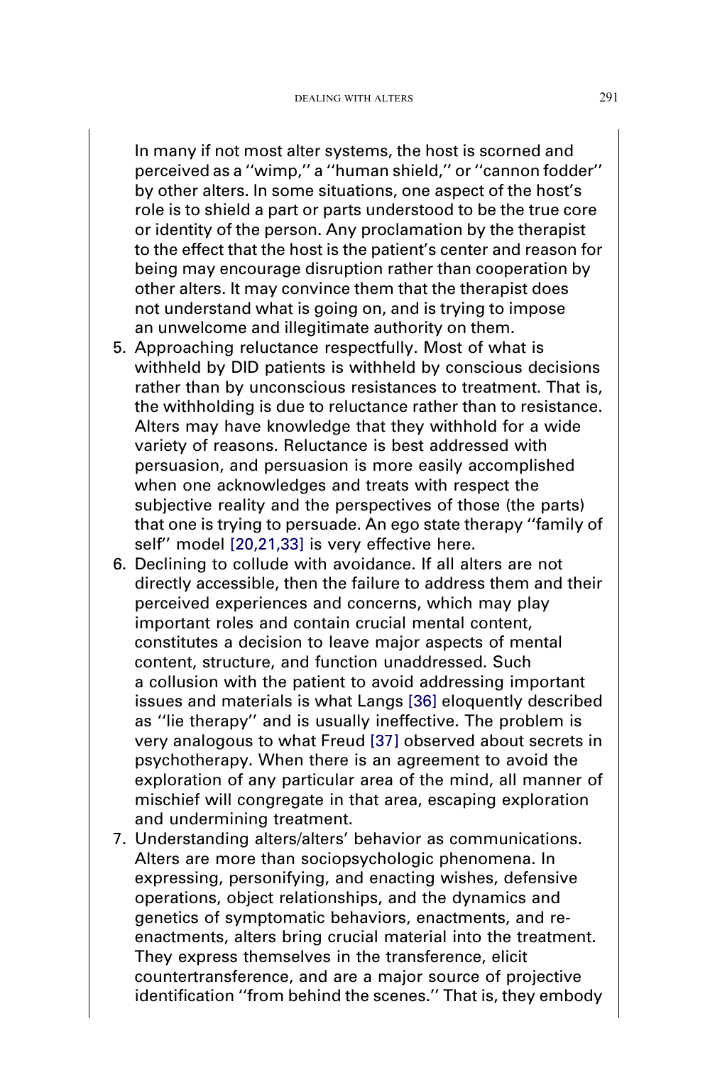In many if not most alter systems, the host is scorned and perceived as a ''wimp,'' a ''human shield,'' or ''cannon fodder'' by other alters. In some situations, one aspect of the host's role is to shield a part or parts understood to be the true core or identity of the person. Any proclamation by the therapist to the effect that the host is the patient's center and reason for being may encourage disruption rather than cooperation by other alters. It may convince them that the therapist does not understand what is going on, and is trying to impose an unwelcome and illegitimate authority on them.

5. Approaching reluctance respectfully. Most of what is withheld by DID patients is withheld by conscious decisions rather than by unconscious resistances to treatment. That is, the withholding is due to reluctance rather than to resistance. Alters may have knowledge that they withhold for a wide variety of reasons. Reluctance is best addressed with persuasion, and persuasion is more easily accomplished when one acknowledges and treats with respect the subjective reality and the perspectives of those (the parts) that one is trying to persuade. An ego state therapy ''family of self'' model [20,21,33] is very effective here.
6. Declining to collude with avoidance. If all alters are not directly accessible, then the failure to address them and their perceived experiences and concerns, which may play important roles and contain crucial mental content, constitutes a decision to leave major aspects of mental content, structure, and function unaddressed. Such a collusion with the patient to avoid addressing important issues and materials is what Langs [36] eloquently described as ''lie therapy'' and is usually ineffective. The problem is very analogous to what Freud [37] observed about secrets in psychotherapy. When there is an agreement to avoid the exploration of any particular area of the mind, all manner of mischief will congregate in that area, escaping exploration and undermining treatment.
7. Understanding alters/alters' behavior as communications. Alters are more than sociopsychologic phenomena. In expressing, personifying, and enacting wishes, defensive operations, object relationships, and the dynamics and genetics of symptomatic behaviors, enactments, and re-enactments, alters bring crucial material into the treatment. They express themselves in the transference, elicit countertransference, and are a major source of projective identification ''from behind the scenes.'' That is, they embody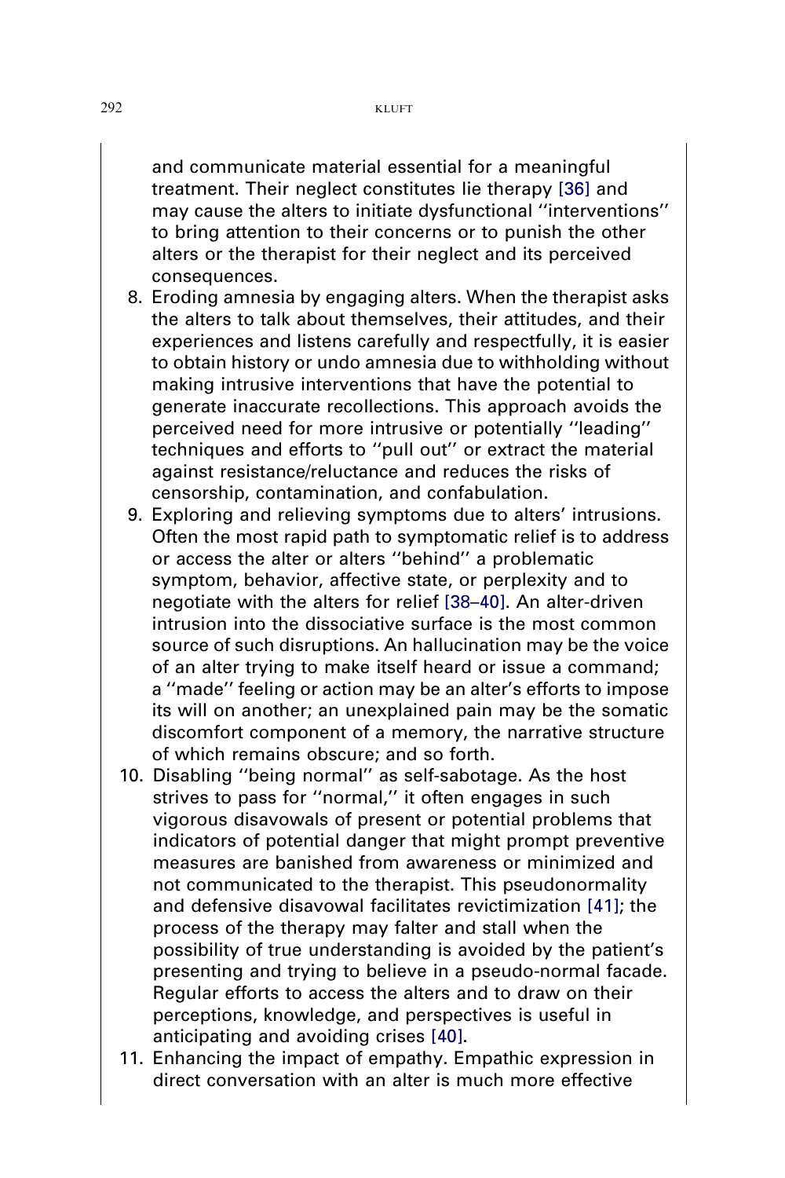and communicate material essential for a meaningful treatment. Their neglect constitutes lie therapy [36] and may cause the alters to initiate dysfunctional ''interventions'' to bring attention to their concerns or to punish the other alters or the therapist for their neglect and its perceived consequences.

8. Eroding amnesia by engaging alters. When the therapist asks the alters to talk about themselves, their attitudes, and their experiences and listens carefully and respectfully, it is easier to obtain history or undo amnesia due to withholding without making intrusive interventions that have the potential to generate inaccurate recollections. This approach avoids the perceived need for more intrusive or potentially ''leading'' techniques and efforts to ''pull out'' or extract the material against resistance/reluctance and reduces the risks of censorship, contamination, and confabulation.
9. Exploring and relieving symptoms due to alters' intrusions. Often the most rapid path to symptomatic relief is to address or access the alter or alters ''behind'' a problematic symptom, behavior, affective state, or perplexity and to negotiate with the alters for relief [38–40]. An alter-driven intrusion into the dissociative surface is the most common source of such disruptions. An hallucination may be the voice of an alter trying to make itself heard or issue a command; a ''made'' feeling or action may be an alter's efforts to impose its will on another; an unexplained pain may be the somatic discomfort component of a memory, the narrative structure of which remains obscure; and so forth.
10. Disabling ''being normal'' as self-sabotage. As the host strives to pass for ''normal,'' it often engages in such vigorous disavowals of present or potential problems that indicators of potential danger that might prompt preventive measures are banished from awareness or minimized and not communicated to the therapist. This pseudonormality and defensive disavowal facilitates revictimization [41]; the process of the therapy may falter and stall when the possibility of true understanding is avoided by the patient's presenting and trying to believe in a pseudo-normal facade. Regular efforts to access the alters and to draw on their perceptions, knowledge, and perspectives is useful in anticipating and avoiding crises [40].
11. Enhancing the impact of empathy. Empathic expression in direct conversation with an alter is much more effective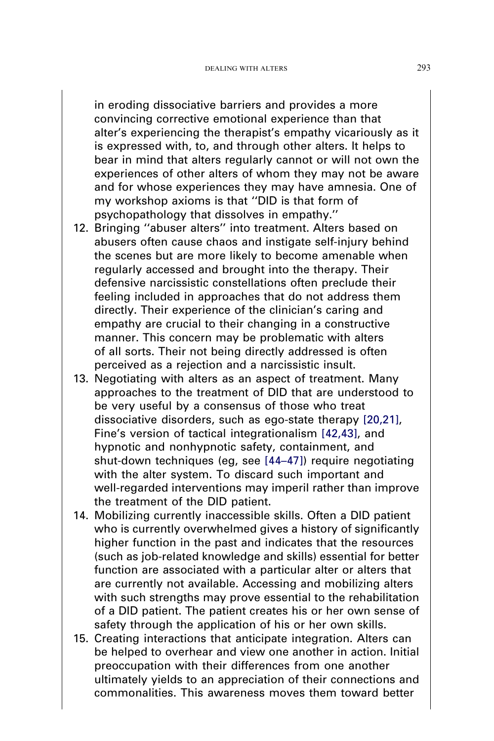in eroding dissociative barriers and provides a more convincing corrective emotional experience than that alter's experiencing the therapist's empathy vicariously as it is expressed with, to, and through other alters. It helps to bear in mind that alters regularly cannot or will not own the experiences of other alters of whom they may not be aware and for whose experiences they may have amnesia. One of my workshop axioms is that ''DID is that form of psychopathology that dissolves in empathy.''

12. Bringing ''abuser alters'' into treatment. Alters based on abusers often cause chaos and instigate self-injury behind the scenes but are more likely to become amenable when regularly accessed and brought into the therapy. Their defensive narcissistic constellations often preclude their feeling included in approaches that do not address them directly. Their experience of the clinician's caring and empathy are crucial to their changing in a constructive manner. This concern may be problematic with alters of all sorts. Their not being directly addressed is often perceived as a rejection and a narcissistic insult.
13. Negotiating with alters as an aspect of treatment. Many approaches to the treatment of DID that are understood to be very useful by a consensus of those who treat dissociative disorders, such as ego-state therapy [20,21], Fine's version of tactical integrationalism [42,43], and hypnotic and nonhypnotic safety, containment, and shut-down techniques (eg, see [44–47]) require negotiating with the alter system. To discard such important and well-regarded interventions may imperil rather than improve the treatment of the DID patient.
14. Mobilizing currently inaccessible skills. Often a DID patient who is currently overwhelmed gives a history of significantly higher function in the past and indicates that the resources (such as job-related knowledge and skills) essential for better function are associated with a particular alter or alters that are currently not available. Accessing and mobilizing alters with such strengths may prove essential to the rehabilitation of a DID patient. The patient creates his or her own sense of safety through the application of his or her own skills.
15. Creating interactions that anticipate integration. Alters can be helped to overhear and view one another in action. Initial preoccupation with their differences from one another ultimately yields to an appreciation of their connections and commonalities. This awareness moves them toward better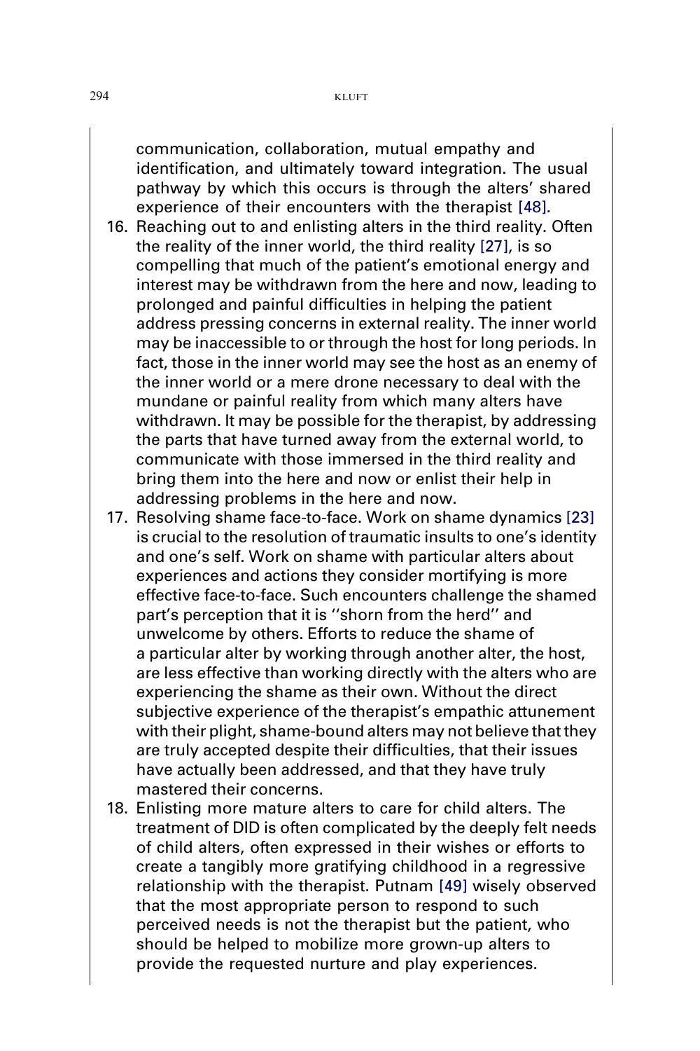communication, collaboration, mutual empathy and identification, and ultimately toward integration. The usual pathway by which this occurs is through the alters' shared experience of their encounters with the therapist [48].

16. Reaching out to and enlisting alters in the third reality. Often the reality of the inner world, the third reality [27], is so compelling that much of the patient's emotional energy and interest may be withdrawn from the here and now, leading to prolonged and painful difficulties in helping the patient address pressing concerns in external reality. The inner world may be inaccessible to or through the host for long periods. In fact, those in the inner world may see the host as an enemy of the inner world or a mere drone necessary to deal with the mundane or painful reality from which many alters have withdrawn. It may be possible for the therapist, by addressing the parts that have turned away from the external world, to communicate with those immersed in the third reality and bring them into the here and now or enlist their help in addressing problems in the here and now.
17. Resolving shame face-to-face. Work on shame dynamics [23] is crucial to the resolution of traumatic insults to one's identity and one's self. Work on shame with particular alters about experiences and actions they consider mortifying is more effective face-to-face. Such encounters challenge the shamed part's perception that it is ''shorn from the herd'' and unwelcome by others. Efforts to reduce the shame of a particular alter by working through another alter, the host, are less effective than working directly with the alters who are experiencing the shame as their own. Without the direct subjective experience of the therapist's empathic attunement with their plight, shame-bound alters may not believe that they are truly accepted despite their difficulties, that their issues have actually been addressed, and that they have truly mastered their concerns.
18. Enlisting more mature alters to care for child alters. The treatment of DID is often complicated by the deeply felt needs of child alters, often expressed in their wishes or efforts to create a tangibly more gratifying childhood in a regressive relationship with the therapist. Putnam [49] wisely observed that the most appropriate person to respond to such perceived needs is not the therapist but the patient, who should be helped to mobilize more grown-up alters to provide the requested nurture and play experiences.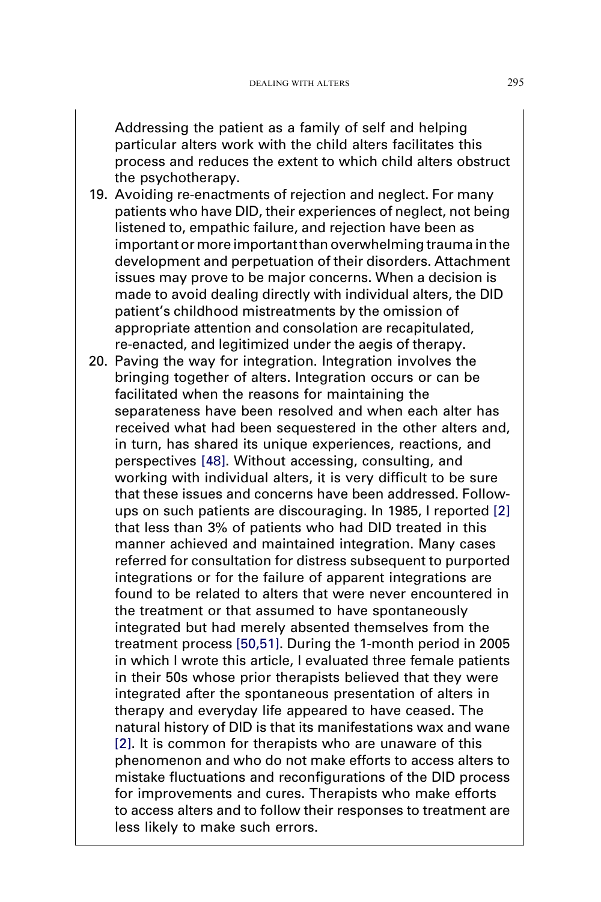Addressing the patient as a family of self and helping particular alters work with the child alters facilitates this process and reduces the extent to which child alters obstruct the psychotherapy.

19. Avoiding re-enactments of rejection and neglect. For many patients who have DID, their experiences of neglect, not being listened to, empathic failure, and rejection have been as important or more important than overwhelming trauma in the development and perpetuation of their disorders. Attachment issues may prove to be major concerns. When a decision is made to avoid dealing directly with individual alters, the DID patient's childhood mistreatments by the omission of appropriate attention and consolation are recapitulated, re-enacted, and legitimized under the aegis of therapy.
20. Paving the way for integration. Integration involves the bringing together of alters. Integration occurs or can be facilitated when the reasons for maintaining the separateness have been resolved and when each alter has received what had been sequestered in the other alters and, in turn, has shared its unique experiences, reactions, and perspectives [48]. Without accessing, consulting, and working with individual alters, it is very difficult to be sure that these issues and concerns have been addressed. Follow-ups on such patients are discouraging. In 1985, I reported [2] that less than 3% of patients who had DID treated in this manner achieved and maintained integration. Many cases referred for consultation for distress subsequent to purported integrations or for the failure of apparent integrations are found to be related to alters that were never encountered in the treatment or that assumed to have spontaneously integrated but had merely absented themselves from the treatment process [50,51]. During the 1-month period in 2005 in which I wrote this article, I evaluated three female patients in their 50s whose prior therapists believed that they were integrated after the spontaneous presentation of alters in therapy and everyday life appeared to have ceased. The natural history of DID is that its manifestations wax and wane [2]. It is common for therapists who are unaware of this phenomenon and who do not make efforts to access alters to mistake fluctuations and reconfigurations of the DID process for improvements and cures. Therapists who make efforts to access alters and to follow their responses to treatment are less likely to make such errors.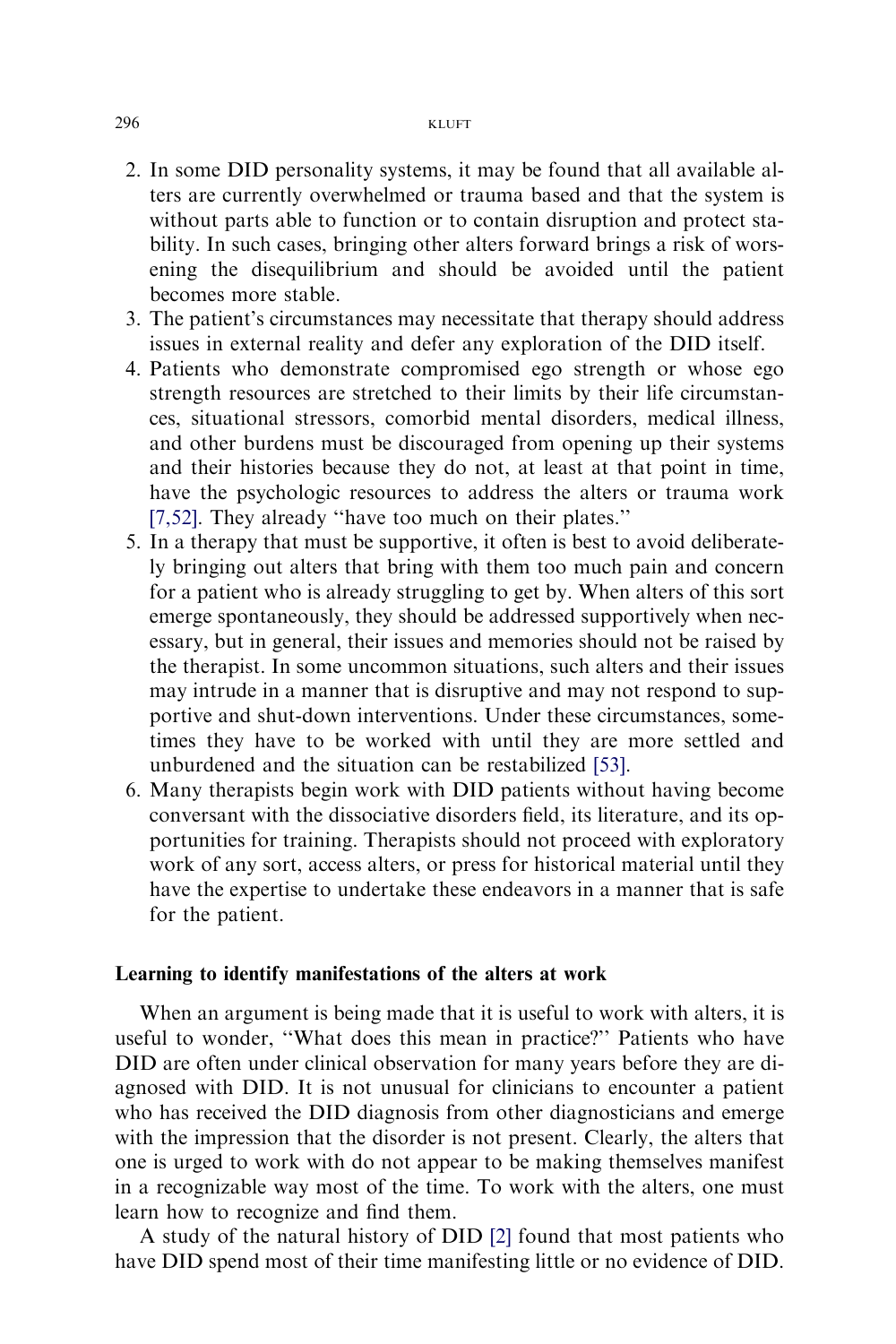2. In some DID personality systems, it may be found that all available alters are currently overwhelmed or trauma based and that the system is without parts able to function or to contain disruption and protect stability. In such cases, bringing other alters forward brings a risk of worsening the disequilibrium and should be avoided until the patient becomes more stable.
3. The patient's circumstances may necessitate that therapy should address issues in external reality and defer any exploration of the DID itself.
4. Patients who demonstrate compromised ego strength or whose ego strength resources are stretched to their limits by their life circumstances, situational stressors, comorbid mental disorders, medical illness, and other burdens must be discouraged from opening up their systems and their histories because they do not, at least at that point in time, have the psychologic resources to address the alters or trauma work [7,52]. They already "have too much on their plates."
5. In a therapy that must be supportive, it often is best to avoid deliberately bringing out alters that bring with them too much pain and concern for a patient who is already struggling to get by. When alters of this sort emerge spontaneously, they should be addressed supportively when necessary, but in general, their issues and memories should not be raised by the therapist. In some uncommon situations, such alters and their issues may intrude in a manner that is disruptive and may not respond to supportive and shut-down interventions. Under these circumstances, sometimes they have to be worked with until they are more settled and unburdened and the situation can be restabilized [53].
6. Many therapists begin work with DID patients without having become conversant with the dissociative disorders field, its literature, and its opportunities for training. Therapists should not proceed with exploratory work of any sort, access alters, or press for historical material until they have the expertise to undertake these endeavors in a manner that is safe for the patient.

**Learning to identify manifestations of the alters at work**

When an argument is being made that it is useful to work with alters, it is useful to wonder, "What does this mean in practice?" Patients who have DID are often under clinical observation for many years before they are diagnosed with DID. It is not unusual for clinicians to encounter a patient who has received the DID diagnosis from other diagnosticians and emerge with the impression that the disorder is not present. Clearly, the alters that one is urged to work with do not appear to be making themselves manifest in a recognizable way most of the time. To work with the alters, one must learn how to recognize and find them.

A study of the natural history of DID [2] found that most patients who have DID spend most of their time manifesting little or no evidence of DID.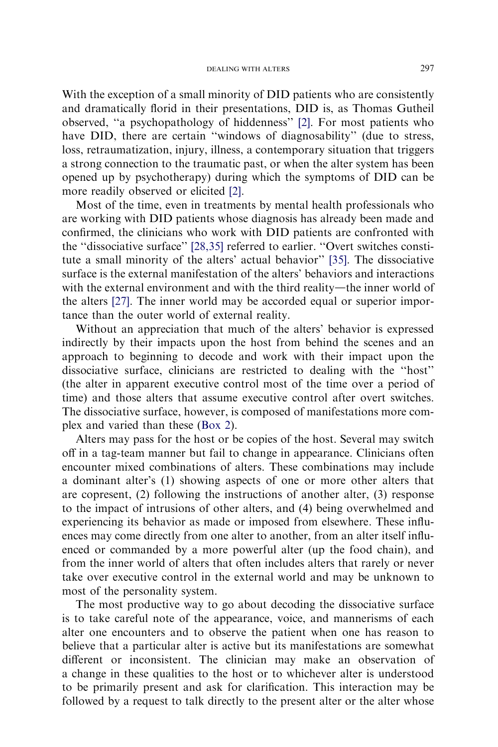With the exception of a small minority of DID patients who are consistently and dramatically florid in their presentations, DID is, as Thomas Gutheil observed, ''a psychopathology of hiddenness'' [2]. For most patients who have DID, there are certain ''windows of diagnosability'' (due to stress, loss, retraumatization, injury, illness, a contemporary situation that triggers a strong connection to the traumatic past, or when the alter system has been opened up by psychotherapy) during which the symptoms of DID can be more readily observed or elicited [2].

Most of the time, even in treatments by mental health professionals who are working with DID patients whose diagnosis has already been made and confirmed, the clinicians who work with DID patients are confronted with the ''dissociative surface'' [28,35] referred to earlier. ''Overt switches constitute a small minority of the alters' actual behavior'' [35]. The dissociative surface is the external manifestation of the alters' behaviors and interactions with the external environment and with the third reality—the inner world of the alters [27]. The inner world may be accorded equal or superior importance than the outer world of external reality.

Without an appreciation that much of the alters' behavior is expressed indirectly by their impacts upon the host from behind the scenes and an approach to beginning to decode and work with their impact upon the dissociative surface, clinicians are restricted to dealing with the ''host'' (the alter in apparent executive control most of the time over a period of time) and those alters that assume executive control after overt switches. The dissociative surface, however, is composed of manifestations more complex and varied than these (Box 2).

Alters may pass for the host or be copies of the host. Several may switch off in a tag-team manner but fail to change in appearance. Clinicians often encounter mixed combinations of alters. These combinations may include a dominant alter's (1) showing aspects of one or more other alters that are copresent, (2) following the instructions of another alter, (3) response to the impact of intrusions of other alters, and (4) being overwhelmed and experiencing its behavior as made or imposed from elsewhere. These influences may come directly from one alter to another, from an alter itself influenced or commanded by a more powerful alter (up the food chain), and from the inner world of alters that often includes alters that rarely or never take over executive control in the external world and may be unknown to most of the personality system.

The most productive way to go about decoding the dissociative surface is to take careful note of the appearance, voice, and mannerisms of each alter one encounters and to observe the patient when one has reason to believe that a particular alter is active but its manifestations are somewhat different or inconsistent. The clinician may make an observation of a change in these qualities to the host or to whichever alter is understood to be primarily present and ask for clarification. This interaction may be followed by a request to talk directly to the present alter or the alter whose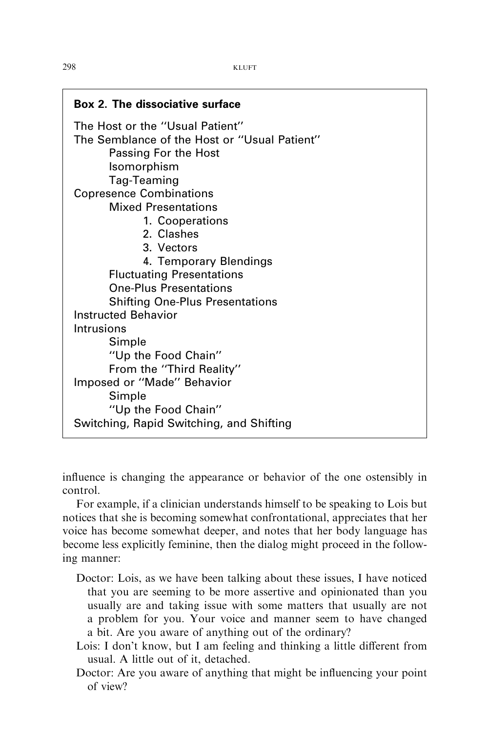**Box 2. The dissociative surface**

- The Host or the ''Usual Patient''
- The Semblance of the Host or ''Usual Patient''
  - Passing For the Host
  - Isomorphism
  - Tag-Teaming
- Copresence Combinations
  - Mixed Presentations
    1. Cooperations
    2. Clashes
    3. Vectors
    4. Temporary Blendings
  - Fluctuating Presentations
  - One-Plus Presentations
  - Shifting One-Plus Presentations
- Instructed Behavior
- Intrusions
  - Simple
  - ''Up the Food Chain''
  - From the ''Third Reality''
- Imposed or ''Made'' Behavior
  - Simple
  - ''Up the Food Chain''
- Switching, Rapid Switching, and Shifting

influence is changing the appearance or behavior of the one ostensibly in control.

For example, if a clinician understands himself to be speaking to Lois but notices that she is becoming somewhat confrontational, appreciates that her voice has become somewhat deeper, and notes that her body language has become less explicitly feminine, then the dialog might proceed in the following manner:

> Doctor: Lois, as we have been talking about these issues, I have noticed that you are seeming to be more assertive and opinionated than you usually are and taking issue with some matters that usually are not a problem for you. Your voice and manner seem to have changed a bit. Are you aware of anything out of the ordinary?
>
> Lois: I don't know, but I am feeling and thinking a little different from usual. A little out of it, detached.
>
> Doctor: Are you aware of anything that might be influencing your point of view?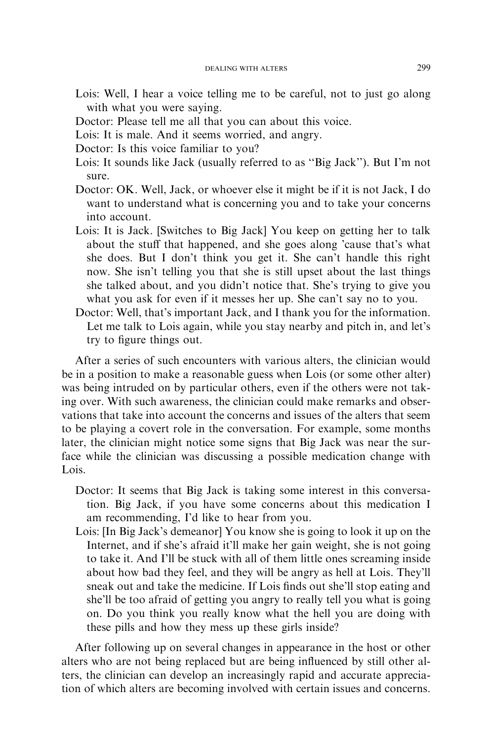Lois: Well, I hear a voice telling me to be careful, not to just go along with what you were saying.

Doctor: Please tell me all that you can about this voice.

Lois: It is male. And it seems worried, and angry.

Doctor: Is this voice familiar to you?

Lois: It sounds like Jack (usually referred to as ''Big Jack''). But I'm not sure.

Doctor: OK. Well, Jack, or whoever else it might be if it is not Jack, I do want to understand what is concerning you and to take your concerns into account.

Lois: It is Jack. [Switches to Big Jack] You keep on getting her to talk about the stuff that happened, and she goes along 'cause that's what she does. But I don't think you get it. She can't handle this right now. She isn't telling you that she is still upset about the last things she talked about, and you didn't notice that. She's trying to give you what you ask for even if it messes her up. She can't say no to you.

Doctor: Well, that's important Jack, and I thank you for the information. Let me talk to Lois again, while you stay nearby and pitch in, and let's try to figure things out.

After a series of such encounters with various alters, the clinician would be in a position to make a reasonable guess when Lois (or some other alter) was being intruded on by particular others, even if the others were not taking over. With such awareness, the clinician could make remarks and observations that take into account the concerns and issues of the alters that seem to be playing a covert role in the conversation. For example, some months later, the clinician might notice some signs that Big Jack was near the surface while the clinician was discussing a possible medication change with Lois.

Doctor: It seems that Big Jack is taking some interest in this conversation. Big Jack, if you have some concerns about this medication I am recommending, I'd like to hear from you.

Lois: [In Big Jack's demeanor] You know she is going to look it up on the Internet, and if she's afraid it'll make her gain weight, she is not going to take it. And I'll be stuck with all of them little ones screaming inside about how bad they feel, and they will be angry as hell at Lois. They'll sneak out and take the medicine. If Lois finds out she'll stop eating and she'll be too afraid of getting you angry to really tell you what is going on. Do you think you really know what the hell you are doing with these pills and how they mess up these girls inside?

After following up on several changes in appearance in the host or other alters who are not being replaced but are being influenced by still other alters, the clinician can develop an increasingly rapid and accurate appreciation of which alters are becoming involved with certain issues and concerns.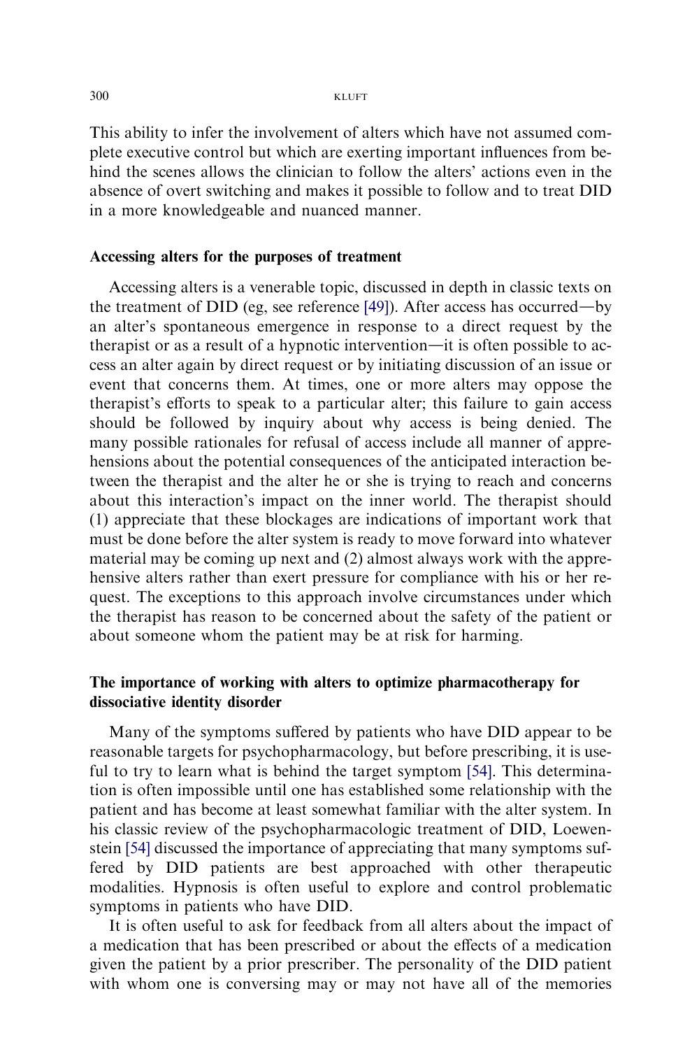This ability to infer the involvement of alters which have not assumed complete executive control but which are exerting important influences from behind the scenes allows the clinician to follow the alters' actions even in the absence of overt switching and makes it possible to follow and to treat DID in a more knowledgeable and nuanced manner.

### Accessing alters for the purposes of treatment

Accessing alters is a venerable topic, discussed in depth in classic texts on the treatment of DID (eg, see reference [49]). After access has occurred—by an alter's spontaneous emergence in response to a direct request by the therapist or as a result of a hypnotic intervention—it is often possible to access an alter again by direct request or by initiating discussion of an issue or event that concerns them. At times, one or more alters may oppose the therapist's efforts to speak to a particular alter; this failure to gain access should be followed by inquiry about why access is being denied. The many possible rationales for refusal of access include all manner of apprehensions about the potential consequences of the anticipated interaction between the therapist and the alter he or she is trying to reach and concerns about this interaction's impact on the inner world. The therapist should (1) appreciate that these blockages are indications of important work that must be done before the alter system is ready to move forward into whatever material may be coming up next and (2) almost always work with the apprehensive alters rather than exert pressure for compliance with his or her request. The exceptions to this approach involve circumstances under which the therapist has reason to be concerned about the safety of the patient or about someone whom the patient may be at risk for harming.

### The importance of working with alters to optimize pharmacotherapy for dissociative identity disorder

Many of the symptoms suffered by patients who have DID appear to be reasonable targets for psychopharmacology, but before prescribing, it is useful to try to learn what is behind the target symptom [54]. This determination is often impossible until one has established some relationship with the patient and has become at least somewhat familiar with the alter system. In his classic review of the psychopharmacologic treatment of DID, Loewenstein [54] discussed the importance of appreciating that many symptoms suffered by DID patients are best approached with other therapeutic modalities. Hypnosis is often useful to explore and control problematic symptoms in patients who have DID.

It is often useful to ask for feedback from all alters about the impact of a medication that has been prescribed or about the effects of a medication given the patient by a prior prescriber. The personality of the DID patient with whom one is conversing may or may not have all of the memories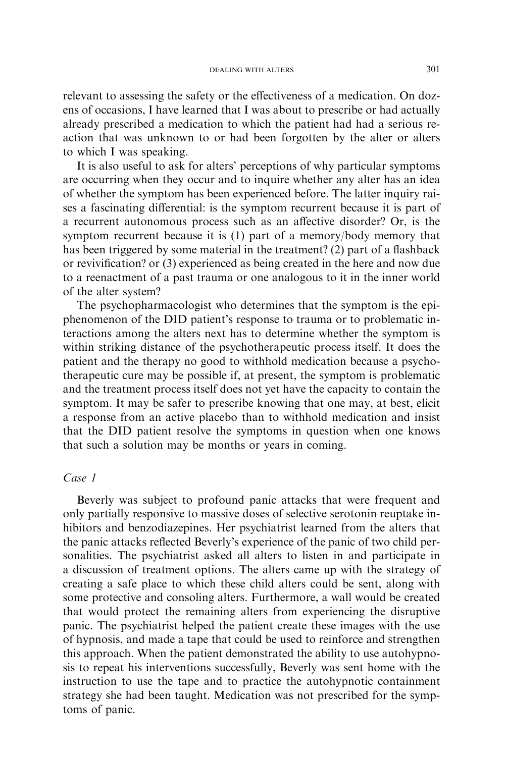relevant to assessing the safety or the effectiveness of a medication. On dozens of occasions, I have learned that I was about to prescribe or had actually already prescribed a medication to which the patient had had a serious reaction that was unknown to or had been forgotten by the alter or alters to which I was speaking.

It is also useful to ask for alters' perceptions of why particular symptoms are occurring when they occur and to inquire whether any alter has an idea of whether the symptom has been experienced before. The latter inquiry raises a fascinating differential: is the symptom recurrent because it is part of a recurrent autonomous process such as an affective disorder? Or, is the symptom recurrent because it is (1) part of a memory/body memory that has been triggered by some material in the treatment? (2) part of a flashback or revivification? or (3) experienced as being created in the here and now due to a reenactment of a past trauma or one analogous to it in the inner world of the alter system?

The psychopharmacologist who determines that the symptom is the epiphenomenon of the DID patient's response to trauma or to problematic interactions among the alters next has to determine whether the symptom is within striking distance of the psychotherapeutic process itself. It does the patient and the therapy no good to withhold medication because a psychotherapeutic cure may be possible if, at present, the symptom is problematic and the treatment process itself does not yet have the capacity to contain the symptom. It may be safer to prescribe knowing that one may, at best, elicit a response from an active placebo than to withhold medication and insist that the DID patient resolve the symptoms in question when one knows that such a solution may be months or years in coming.

*Case 1*

Beverly was subject to profound panic attacks that were frequent and only partially responsive to massive doses of selective serotonin reuptake inhibitors and benzodiazepines. Her psychiatrist learned from the alters that the panic attacks reflected Beverly's experience of the panic of two child personalities. The psychiatrist asked all alters to listen in and participate in a discussion of treatment options. The alters came up with the strategy of creating a safe place to which these child alters could be sent, along with some protective and consoling alters. Furthermore, a wall would be created that would protect the remaining alters from experiencing the disruptive panic. The psychiatrist helped the patient create these images with the use of hypnosis, and made a tape that could be used to reinforce and strengthen this approach. When the patient demonstrated the ability to use autohypnosis to repeat his interventions successfully, Beverly was sent home with the instruction to use the tape and to practice the autohypnotic containment strategy she had been taught. Medication was not prescribed for the symptoms of panic.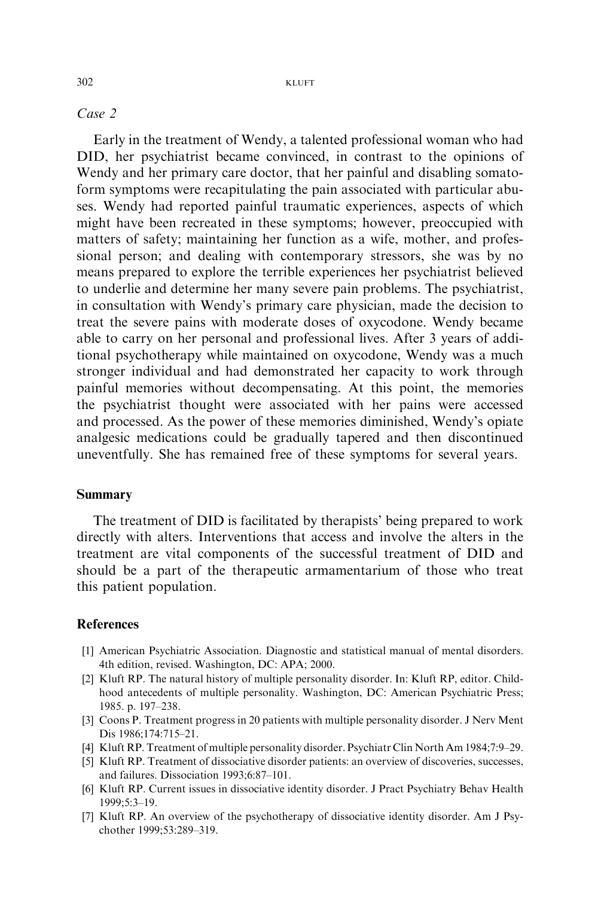*Case 2*

Early in the treatment of Wendy, a talented professional woman who had DID, her psychiatrist became convinced, in contrast to the opinions of Wendy and her primary care doctor, that her painful and disabling somatoform symptoms were recapitulating the pain associated with particular abuses. Wendy had reported painful traumatic experiences, aspects of which might have been recreated in these symptoms; however, preoccupied with matters of safety; maintaining her function as a wife, mother, and professional person; and dealing with contemporary stressors, she was by no means prepared to explore the terrible experiences her psychiatrist believed to underlie and determine her many severe pain problems. The psychiatrist, in consultation with Wendy's primary care physician, made the decision to treat the severe pains with moderate doses of oxycodone. Wendy became able to carry on her personal and professional lives. After 3 years of additional psychotherapy while maintained on oxycodone, Wendy was a much stronger individual and had demonstrated her capacity to work through painful memories without decompensating. At this point, the memories the psychiatrist thought were associated with her pains were accessed and processed. As the power of these memories diminished, Wendy's opiate analgesic medications could be gradually tapered and then discontinued uneventfully. She has remained free of these symptoms for several years.

## Summary

The treatment of DID is facilitated by therapists' being prepared to work directly with alters. Interventions that access and involve the alters in the treatment are vital components of the successful treatment of DID and should be a part of the therapeutic armamentarium of those who treat this patient population.

## References

[1] American Psychiatric Association. Diagnostic and statistical manual of mental disorders. 4th edition, revised. Washington, DC: APA; 2000.

[2] Kluft RP. The natural history of multiple personality disorder. In: Kluft RP, editor. Childhood antecedents of multiple personality. Washington, DC: American Psychiatric Press; 1985. p. 197–238.

[3] Coons P. Treatment progress in 20 patients with multiple personality disorder. J Nerv Ment Dis 1986;174:715–21.

[4] Kluft RP. Treatment of multiple personality disorder. Psychiatr Clin North Am 1984;7:9–29.

[5] Kluft RP. Treatment of dissociative disorder patients: an overview of discoveries, successes, and failures. Dissociation 1993;6:87–101.

[6] Kluft RP. Current issues in dissociative identity disorder. J Pract Psychiatry Behav Health 1999;5:3–19.

[7] Kluft RP. An overview of the psychotherapy of dissociative identity disorder. Am J Psychother 1999;53:289–319.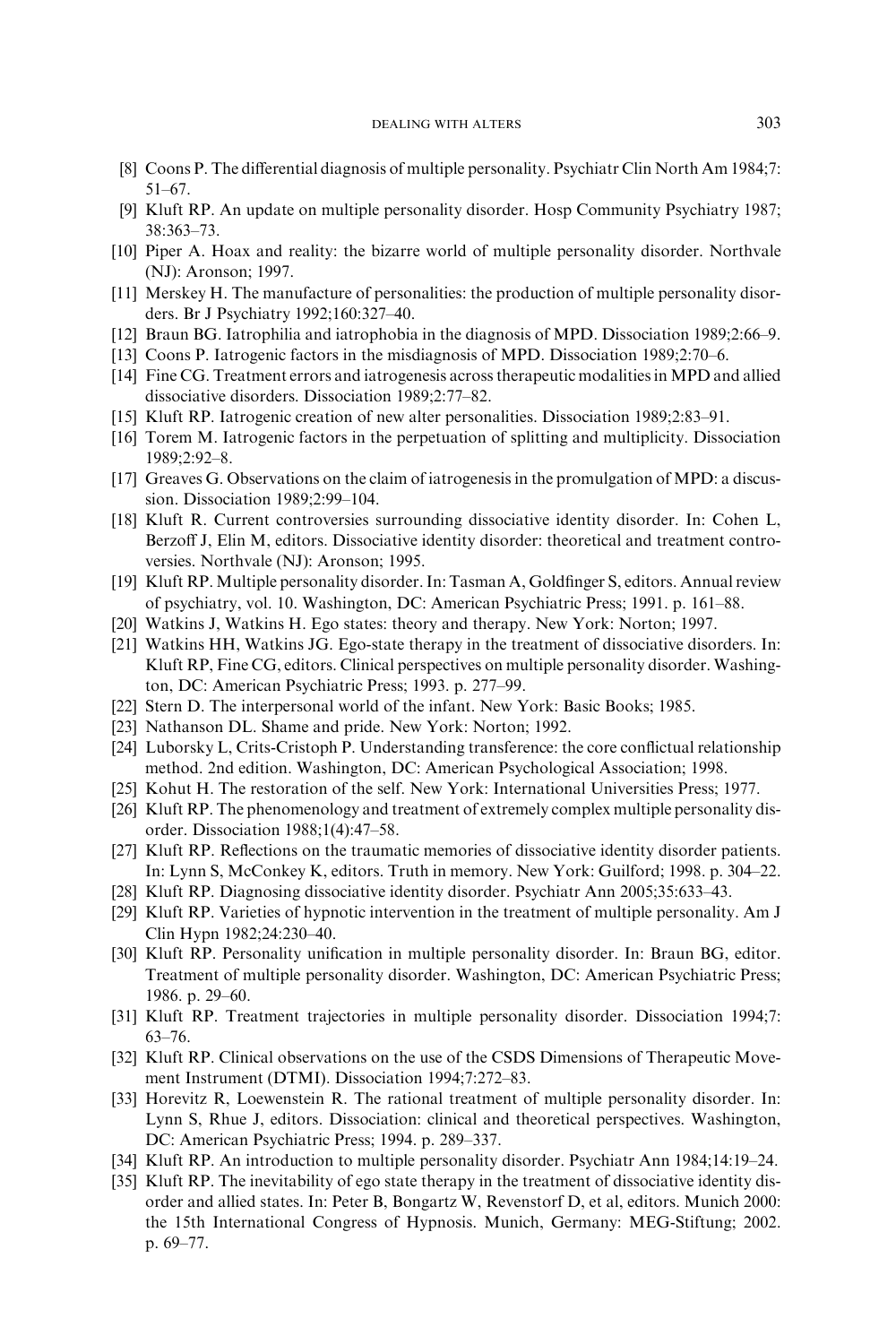[8] Coons P. The differential diagnosis of multiple personality. Psychiatr Clin North Am 1984;7: 51–67.

[9] Kluft RP. An update on multiple personality disorder. Hosp Community Psychiatry 1987; 38:363–73.

[10] Piper A. Hoax and reality: the bizarre world of multiple personality disorder. Northvale (NJ): Aronson; 1997.

[11] Merskey H. The manufacture of personalities: the production of multiple personality disorders. Br J Psychiatry 1992;160:327–40.

[12] Braun BG. Iatrophilia and iatrophobia in the diagnosis of MPD. Dissociation 1989;2:66–9.

[13] Coons P. Iatrogenic factors in the misdiagnosis of MPD. Dissociation 1989;2:70–6.

[14] Fine CG. Treatment errors and iatrogenesis across therapeutic modalities in MPD and allied dissociative disorders. Dissociation 1989;2:77–82.

[15] Kluft RP. Iatrogenic creation of new alter personalities. Dissociation 1989;2:83–91.

[16] Torem M. Iatrogenic factors in the perpetuation of splitting and multiplicity. Dissociation 1989;2:92–8.

[17] Greaves G. Observations on the claim of iatrogenesis in the promulgation of MPD: a discussion. Dissociation 1989;2:99–104.

[18] Kluft R. Current controversies surrounding dissociative identity disorder. In: Cohen L, Berzoff J, Elin M, editors. Dissociative identity disorder: theoretical and treatment controversies. Northvale (NJ): Aronson; 1995.

[19] Kluft RP. Multiple personality disorder. In: Tasman A, Goldfinger S, editors. Annual review of psychiatry, vol. 10. Washington, DC: American Psychiatric Press; 1991. p. 161–88.

[20] Watkins J, Watkins H. Ego states: theory and therapy. New York: Norton; 1997.

[21] Watkins HH, Watkins JG. Ego-state therapy in the treatment of dissociative disorders. In: Kluft RP, Fine CG, editors. Clinical perspectives on multiple personality disorder. Washington, DC: American Psychiatric Press; 1993. p. 277–99.

[22] Stern D. The interpersonal world of the infant. New York: Basic Books; 1985.

[23] Nathanson DL. Shame and pride. New York: Norton; 1992.

[24] Luborsky L, Crits-Cristoph P. Understanding transference: the core conflictual relationship method. 2nd edition. Washington, DC: American Psychological Association; 1998.

[25] Kohut H. The restoration of the self. New York: International Universities Press; 1977.

[26] Kluft RP. The phenomenology and treatment of extremely complex multiple personality disorder. Dissociation 1988;1(4):47–58.

[27] Kluft RP. Reflections on the traumatic memories of dissociative identity disorder patients. In: Lynn S, McConkey K, editors. Truth in memory. New York: Guilford; 1998. p. 304–22.

[28] Kluft RP. Diagnosing dissociative identity disorder. Psychiatr Ann 2005;35:633–43.

[29] Kluft RP. Varieties of hypnotic intervention in the treatment of multiple personality. Am J Clin Hypn 1982;24:230–40.

[30] Kluft RP. Personality unification in multiple personality disorder. In: Braun BG, editor. Treatment of multiple personality disorder. Washington, DC: American Psychiatric Press; 1986. p. 29–60.

[31] Kluft RP. Treatment trajectories in multiple personality disorder. Dissociation 1994;7: 63–76.

[32] Kluft RP. Clinical observations on the use of the CSDS Dimensions of Therapeutic Movement Instrument (DTMI). Dissociation 1994;7:272–83.

[33] Horevitz R, Loewenstein R. The rational treatment of multiple personality disorder. In: Lynn S, Rhue J, editors. Dissociation: clinical and theoretical perspectives. Washington, DC: American Psychiatric Press; 1994. p. 289–337.

[34] Kluft RP. An introduction to multiple personality disorder. Psychiatr Ann 1984;14:19–24.

[35] Kluft RP. The inevitability of ego state therapy in the treatment of dissociative identity disorder and allied states. In: Peter B, Bongartz W, Revenstorf D, et al, editors. Munich 2000: the 15th International Congress of Hypnosis. Munich, Germany: MEG-Stiftung; 2002. p. 69–77.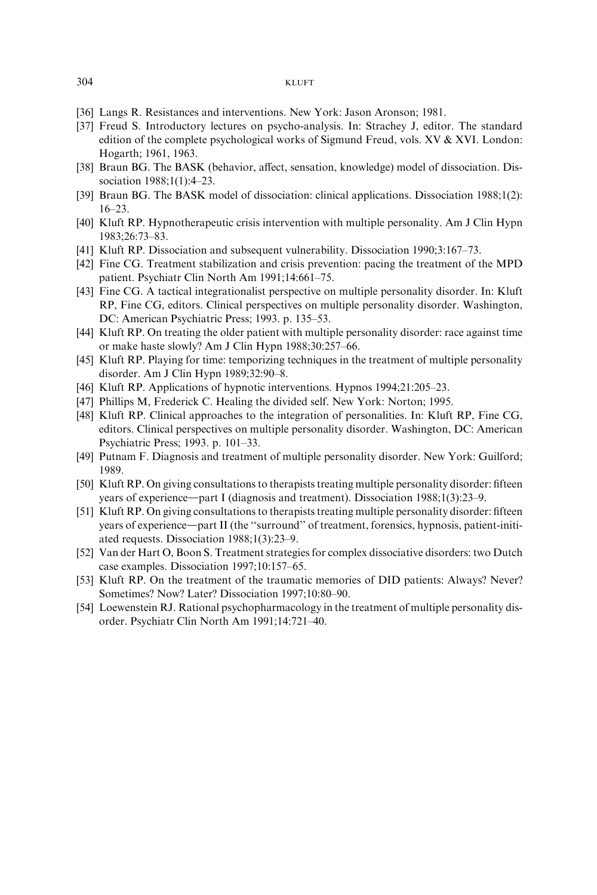[36] Langs R. Resistances and interventions. New York: Jason Aronson; 1981.

[37] Freud S. Introductory lectures on psycho-analysis. In: Strachey J, editor. The standard edition of the complete psychological works of Sigmund Freud, vols. XV & XVI. London: Hogarth; 1961, 1963.

[38] Braun BG. The BASK (behavior, affect, sensation, knowledge) model of dissociation. Dissociation 1988;1(1):4–23.

[39] Braun BG. The BASK model of dissociation: clinical applications. Dissociation 1988;1(2): 16–23.

[40] Kluft RP. Hypnotherapeutic crisis intervention with multiple personality. Am J Clin Hypn 1983;26:73–83.

[41] Kluft RP. Dissociation and subsequent vulnerability. Dissociation 1990;3:167–73.

[42] Fine CG. Treatment stabilization and crisis prevention: pacing the treatment of the MPD patient. Psychiatr Clin North Am 1991;14:661–75.

[43] Fine CG. A tactical integrationalist perspective on multiple personality disorder. In: Kluft RP, Fine CG, editors. Clinical perspectives on multiple personality disorder. Washington, DC: American Psychiatric Press; 1993. p. 135–53.

[44] Kluft RP. On treating the older patient with multiple personality disorder: race against time or make haste slowly? Am J Clin Hypn 1988;30:257–66.

[45] Kluft RP. Playing for time: temporizing techniques in the treatment of multiple personality disorder. Am J Clin Hypn 1989;32:90–8.

[46] Kluft RP. Applications of hypnotic interventions. Hypnos 1994;21:205–23.

[47] Phillips M, Frederick C. Healing the divided self. New York: Norton; 1995.

[48] Kluft RP. Clinical approaches to the integration of personalities. In: Kluft RP, Fine CG, editors. Clinical perspectives on multiple personality disorder. Washington, DC: American Psychiatric Press; 1993. p. 101–33.

[49] Putnam F. Diagnosis and treatment of multiple personality disorder. New York: Guilford; 1989.

[50] Kluft RP. On giving consultations to therapists treating multiple personality disorder: fifteen years of experience—part I (diagnosis and treatment). Dissociation 1988;1(3):23–9.

[51] Kluft RP. On giving consultations to therapists treating multiple personality disorder: fifteen years of experience—part II (the "surround" of treatment, forensics, hypnosis, patient-initiated requests. Dissociation 1988;1(3):23–9.

[52] Van der Hart O, Boon S. Treatment strategies for complex dissociative disorders: two Dutch case examples. Dissociation 1997;10:157–65.

[53] Kluft RP. On the treatment of the traumatic memories of DID patients: Always? Never? Sometimes? Now? Later? Dissociation 1997;10:80–90.

[54] Loewenstein RJ. Rational psychopharmacology in the treatment of multiple personality disorder. Psychiatr Clin North Am 1991;14:721–40.